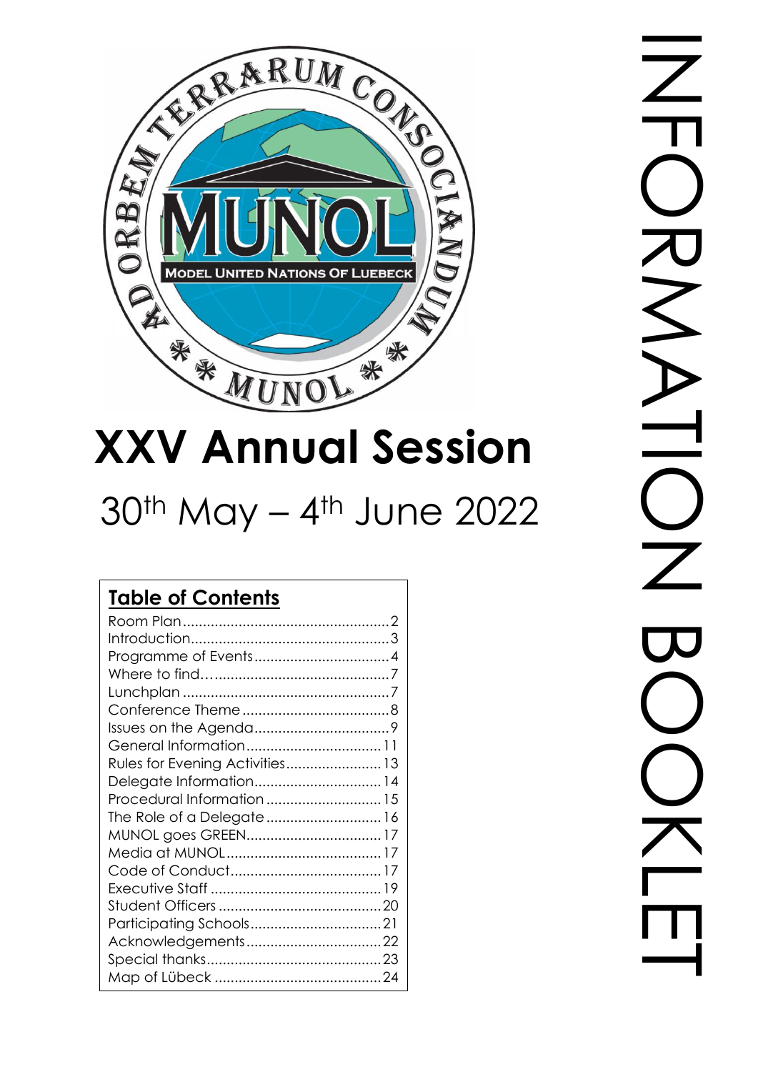# INFORMATION BOOKLET

# XXV Annual Session

30th May – 4th June 2022

## Table of Contents

| | |
|---|---|
| Room Plan | 2 |
| Introduction | 3 |
| Programme of Events | 4 |
| Where to find… | 7 |
| Lunchplan | 7 |
| Conference Theme | 8 |
| Issues on the Agenda | 9 |
| General Information | 11 |
| Rules for Evening Activities | 13 |
| Delegate Information | 14 |
| Procedural Information | 15 |
| The Role of a Delegate | 16 |
| MUNOL goes GREEN | 17 |
| Media at MUNOL | 17 |
| Code of Conduct | 17 |
| Executive Staff | 19 |
| Student Officers | 20 |
| Participating Schools | 21 |
| Acknowledgements | 22 |
| Special thanks | 23 |
| Map of Lübeck | 24 |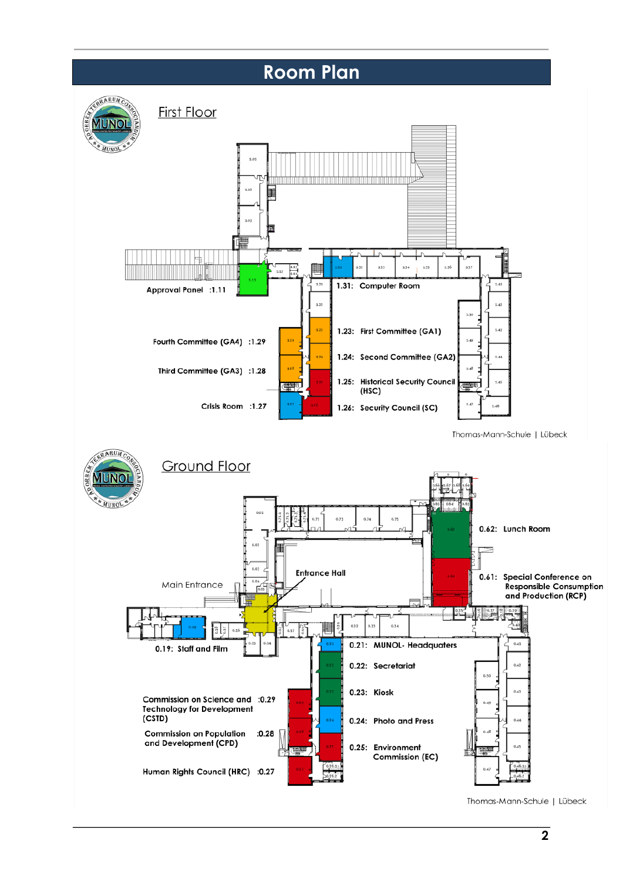# Room Plan

## First Floor

Approval Panel :1.11

1.31: Computer Room

Fourth Committee (GA4) :1.29

1.23: First Committee (GA1)

Third Committee (GA3) :1.28

1.24: Second Committee (GA2)

1.25: Historical Security Council (HSC)

Crisis Room :1.27

1.26: Security Council (SC)

Thomas-Mann-Schule | Lübeck

## Ground Floor

Main Entrance

Entrance Hall

0.62: Lunch Room

0.61: Special Conference on Responsible Consumption and Production (RCP)

0.19: Staff and Film

0.21: MUNOL- Headquaters

0.22: Secretariat

Commission on Science and Technology for Development (CSTD) :0.29

0.23: Kiosk

Commission on Population and Development (CPD) :0.28

0.24: Photo and Press

0.25: Environment Commission (EC)

Human Rights Council (HRC) :0.27

Thomas-Mann-Schule | Lübeck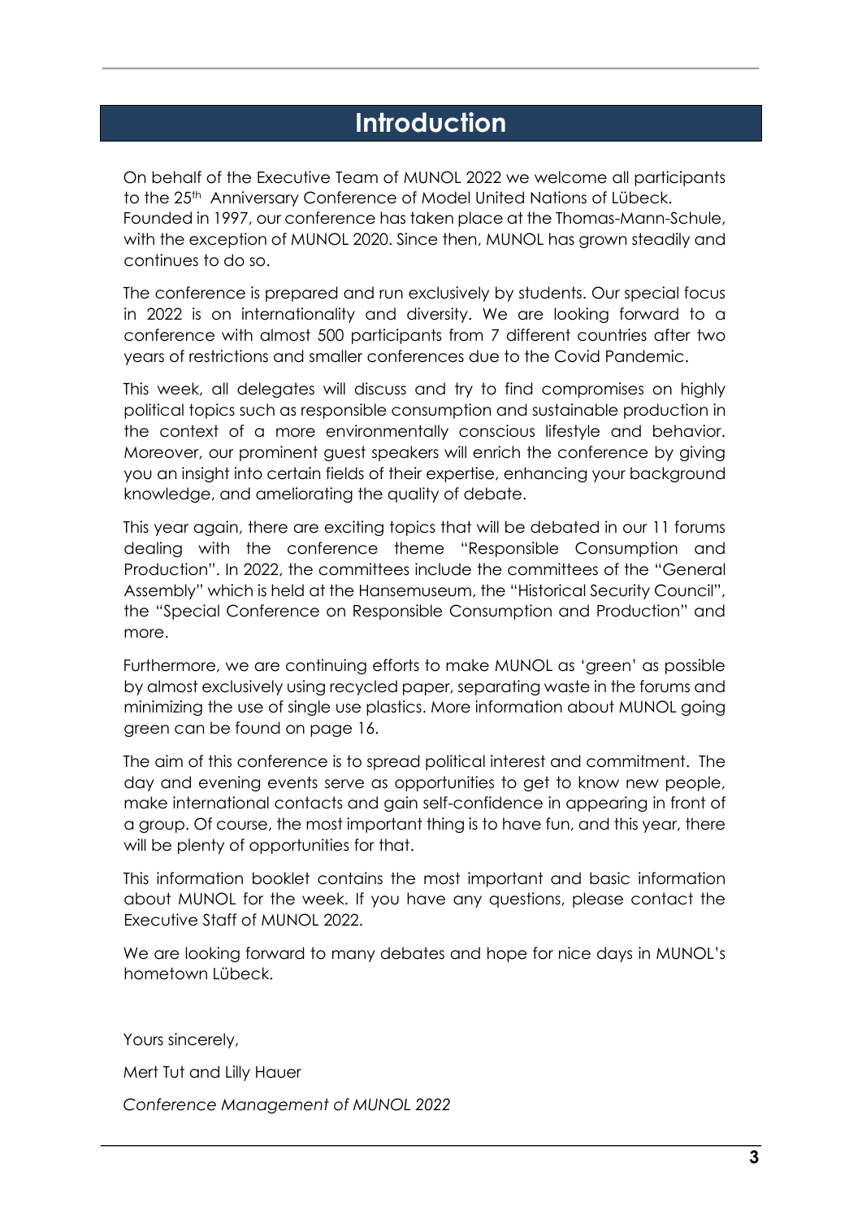# Introduction

On behalf of the Executive Team of MUNOL 2022 we welcome all participants to the 25th Anniversary Conference of Model United Nations of Lübeck. Founded in 1997, our conference has taken place at the Thomas-Mann-Schule, with the exception of MUNOL 2020. Since then, MUNOL has grown steadily and continues to do so.

The conference is prepared and run exclusively by students. Our special focus in 2022 is on internationality and diversity. We are looking forward to a conference with almost 500 participants from 7 different countries after two years of restrictions and smaller conferences due to the Covid Pandemic.

This week, all delegates will discuss and try to find compromises on highly political topics such as responsible consumption and sustainable production in the context of a more environmentally conscious lifestyle and behavior. Moreover, our prominent guest speakers will enrich the conference by giving you an insight into certain fields of their expertise, enhancing your background knowledge, and ameliorating the quality of debate.

This year again, there are exciting topics that will be debated in our 11 forums dealing with the conference theme "Responsible Consumption and Production". In 2022, the committees include the committees of the "General Assembly" which is held at the Hansemuseum, the "Historical Security Council", the "Special Conference on Responsible Consumption and Production" and more.

Furthermore, we are continuing efforts to make MUNOL as 'green' as possible by almost exclusively using recycled paper, separating waste in the forums and minimizing the use of single use plastics. More information about MUNOL going green can be found on page 16.

The aim of this conference is to spread political interest and commitment. The day and evening events serve as opportunities to get to know new people, make international contacts and gain self-confidence in appearing in front of a group. Of course, the most important thing is to have fun, and this year, there will be plenty of opportunities for that.

This information booklet contains the most important and basic information about MUNOL for the week. If you have any questions, please contact the Executive Staff of MUNOL 2022.

We are looking forward to many debates and hope for nice days in MUNOL's hometown Lübeck.

Yours sincerely,

Mert Tut and Lilly Hauer

*Conference Management of MUNOL 2022*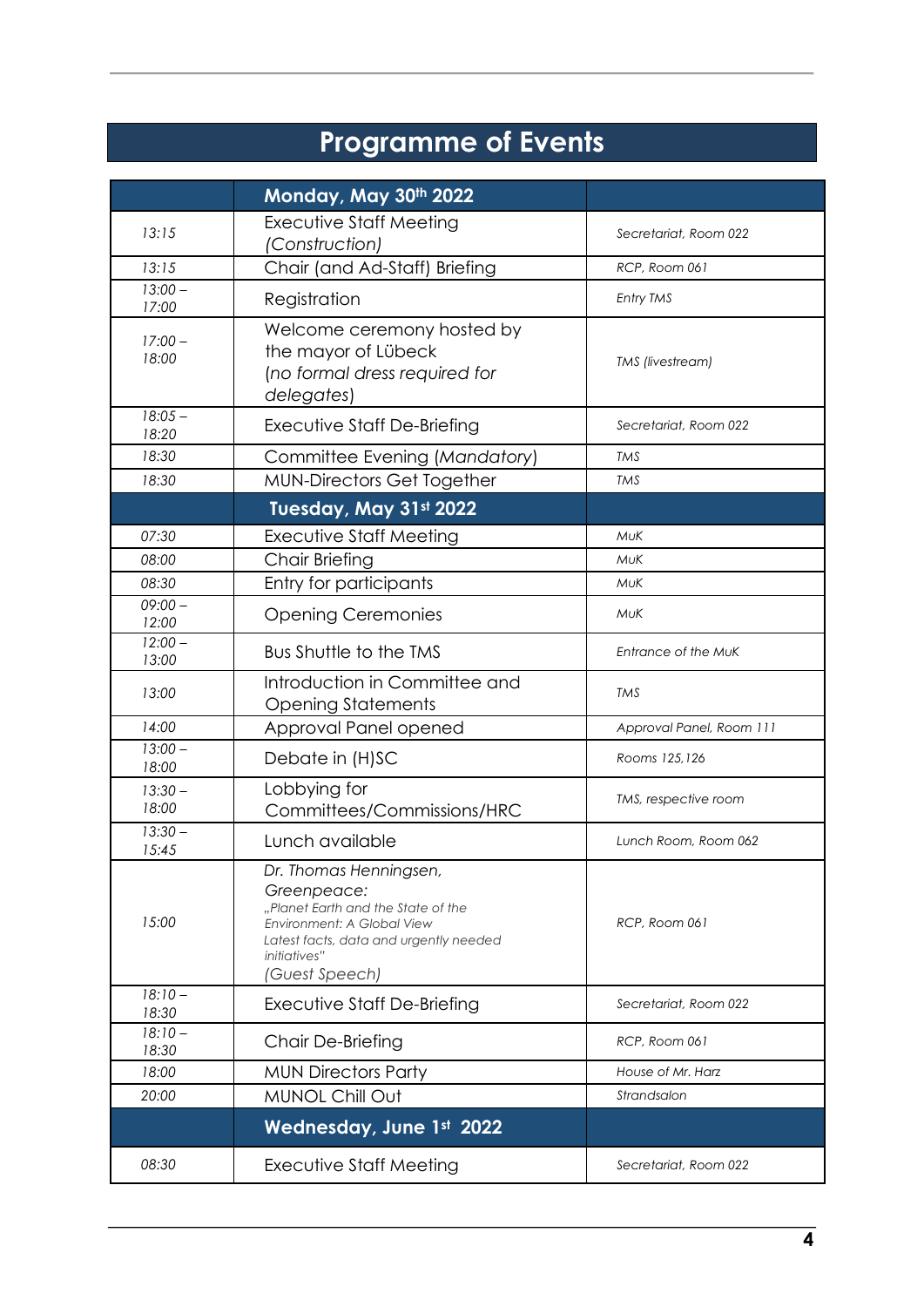# Programme of Events

| | **Monday, May 30th 2022** | |
|---|---|---|
| *13:15* | Executive Staff Meeting *(Construction)* | *Secretariat, Room 022* |
| *13:15* | Chair (and Ad-Staff) Briefing | *RCP, Room 061* |
| *13:00 – 17:00* | Registration | *Entry TMS* |
| *17:00 – 18:00* | Welcome ceremony hosted by the mayor of Lübeck (*no formal dress required for delegates*) | *TMS (livestream)* |
| *18:05 – 18:20* | Executive Staff De-Briefing | *Secretariat, Room 022* |
| *18:30* | Committee Evening (*Mandatory*) | *TMS* |
| *18:30* | MUN-Directors Get Together | *TMS* |
| | **Tuesday, May 31st 2022** | |
| *07:30* | Executive Staff Meeting | *MuK* |
| *08:00* | Chair Briefing | *MuK* |
| *08:30* | Entry for participants | *MuK* |
| *09:00 – 12:00* | Opening Ceremonies | *MuK* |
| *12:00 – 13:00* | Bus Shuttle to the TMS | *Entrance of the MuK* |
| *13:00* | Introduction in Committee and Opening Statements | *TMS* |
| *14:00* | Approval Panel opened | *Approval Panel, Room 111* |
| *13:00 – 18:00* | Debate in (H)SC | *Rooms 125,126* |
| *13:30 – 18:00* | Lobbying for Committees/Commissions/HRC | *TMS, respective room* |
| *13:30 – 15:45* | Lunch available | *Lunch Room, Room 062* |
| *15:00* | *Dr. Thomas Henningsen, Greenpeace:* *„Planet Earth and the State of the Environment: A Global View Latest facts, data and urgently needed initiatives"* *(Guest Speech)* | *RCP, Room 061* |
| *18:10 – 18:30* | Executive Staff De-Briefing | *Secretariat, Room 022* |
| *18:10 – 18:30* | Chair De-Briefing | *RCP, Room 061* |
| *18:00* | MUN Directors Party | *House of Mr. Harz* |
| *20:00* | MUNOL Chill Out | *Strandsalon* |
| | **Wednesday, June 1st 2022** | |
| *08:30* | Executive Staff Meeting | *Secretariat, Room 022* |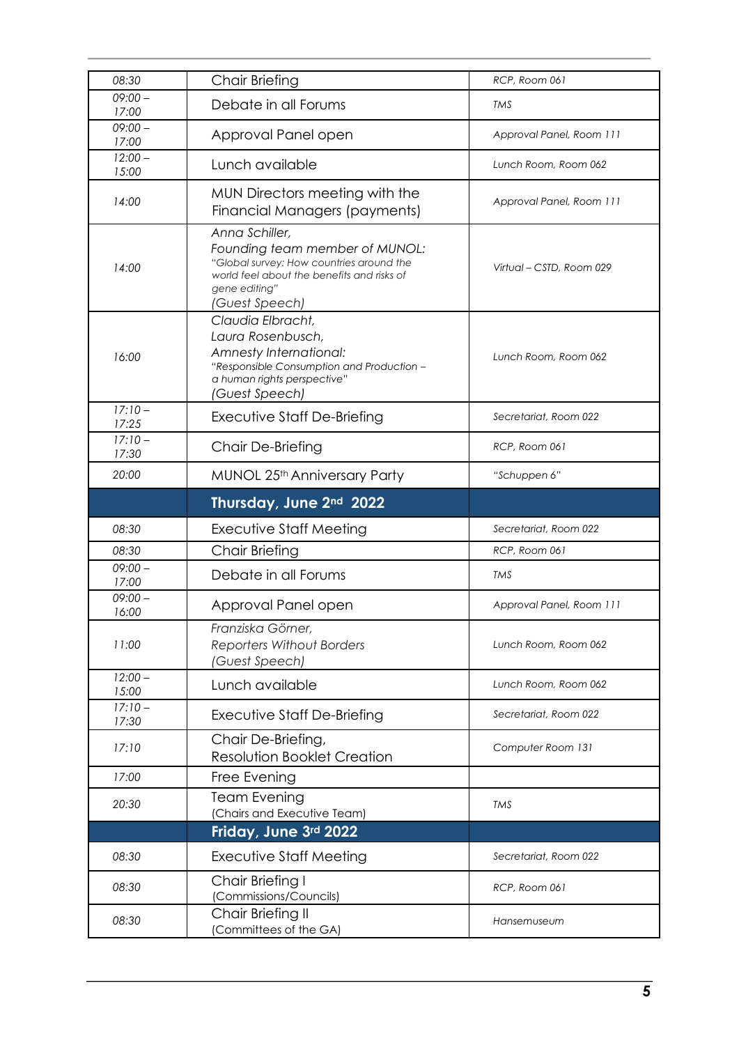| | | |
|---|---|---|
| 08:30 | Chair Briefing | *RCP, Room 061* |
| 09:00 – 17:00 | Debate in all Forums | *TMS* |
| 09:00 – 17:00 | Approval Panel open | *Approval Panel, Room 111* |
| 12:00 – 15:00 | Lunch available | *Lunch Room, Room 062* |
| 14:00 | MUN Directors meeting with the Financial Managers (payments) | *Approval Panel, Room 111* |
| 14:00 | *Anna Schiller, Founding team member of MUNOL: "Global survey: How countries around the world feel about the benefits and risks of gene editing" (Guest Speech)* | *Virtual – CSTD, Room 029* |
| 16:00 | *Claudia Elbracht, Laura Rosenbusch, Amnesty International: "Responsible Consumption and Production – a human rights perspective" (Guest Speech)* | *Lunch Room, Room 062* |
| 17:10 – 17:25 | Executive Staff De-Briefing | *Secretariat, Room 022* |
| 17:10 – 17:30 | Chair De-Briefing | *RCP, Room 061* |
| 20:00 | MUNOL 25th Anniversary Party | *"Schuppen 6"* |
| | **Thursday, June 2nd 2022** | |
| 08:30 | Executive Staff Meeting | *Secretariat, Room 022* |
| 08:30 | Chair Briefing | *RCP, Room 061* |
| 09:00 – 17:00 | Debate in all Forums | *TMS* |
| 09:00 – 16:00 | Approval Panel open | *Approval Panel, Room 111* |
| 11:00 | *Franziska Görner, Reporters Without Borders (Guest Speech)* | *Lunch Room, Room 062* |
| 12:00 – 15:00 | Lunch available | *Lunch Room, Room 062* |
| 17:10 – 17:30 | Executive Staff De-Briefing | *Secretariat, Room 022* |
| 17:10 | Chair De-Briefing, Resolution Booklet Creation | *Computer Room 131* |
| 17:00 | Free Evening | |
| 20:30 | Team Evening (Chairs and Executive Team) | *TMS* |
| | **Friday, June 3rd 2022** | |
| 08:30 | Executive Staff Meeting | *Secretariat, Room 022* |
| 08:30 | Chair Briefing I (Commissions/Councils) | *RCP, Room 061* |
| 08:30 | Chair Briefing II (Committees of the GA) | *Hansemuseum* |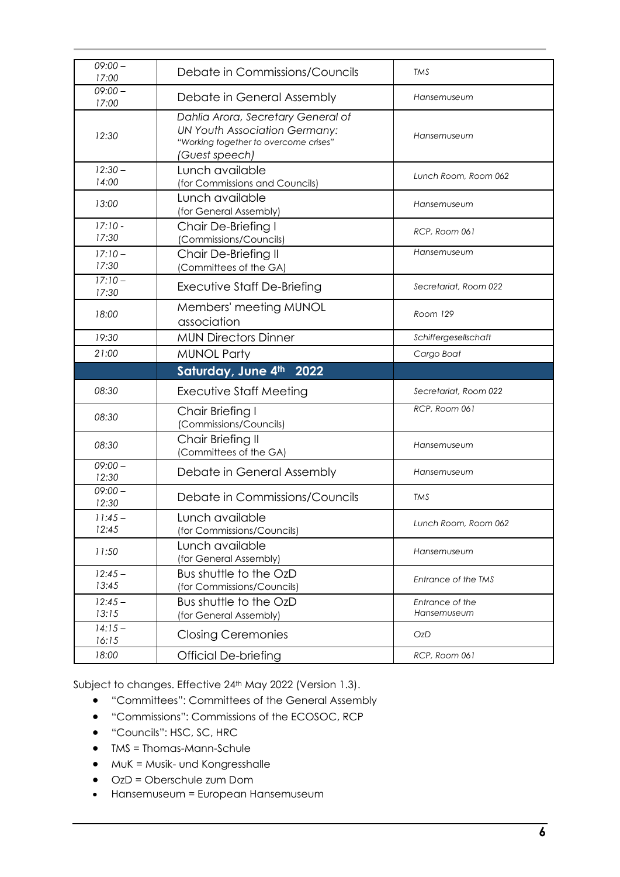| | | |
|---|---|---|
| *09:00 – 17:00* | Debate in Commissions/Councils | *TMS* |
| *09:00 – 17:00* | Debate in General Assembly | *Hansemuseum* |
| *12:30* | *Dahlia Arora, Secretary General of UN Youth Association Germany: "Working together to overcome crises" (Guest speech)* | *Hansemuseum* |
| *12:30 – 14:00* | Lunch available (for Commissions and Councils) | *Lunch Room, Room 062* |
| *13:00* | Lunch available (for General Assembly) | *Hansemuseum* |
| *17:10 - 17:30* | Chair De-Briefing I (Commissions/Councils) | *RCP, Room 061* |
| *17:10 – 17:30* | Chair De-Briefing II (Committees of the GA) | *Hansemuseum* |
| *17:10 – 17:30* | Executive Staff De-Briefing | *Secretariat, Room 022* |
| *18:00* | Members' meeting MUNOL association | *Room 129* |
| *19:30* | MUN Directors Dinner | *Schiffergesellschaft* |
| *21:00* | MUNOL Party | *Cargo Boat* |
| | **Saturday, June 4th 2022** | |
| *08:30* | Executive Staff Meeting | *Secretariat, Room 022* |
| *08:30* | Chair Briefing I (Commissions/Councils) | *RCP, Room 061* |
| *08:30* | Chair Briefing II (Committees of the GA) | *Hansemuseum* |
| *09:00 – 12:30* | Debate in General Assembly | *Hansemuseum* |
| *09:00 – 12:30* | Debate in Commissions/Councils | *TMS* |
| *11:45 – 12:45* | Lunch available (for Commissions/Councils) | *Lunch Room, Room 062* |
| *11:50* | Lunch available (for General Assembly) | *Hansemuseum* |
| *12:45 – 13:45* | Bus shuttle to the OzD (for Commissions/Councils) | *Entrance of the TMS* |
| *12:45 – 13:15* | Bus shuttle to the OzD (for General Assembly) | *Entrance of the Hansemuseum* |
| *14:15 – 16:15* | Closing Ceremonies | *OzD* |
| *18:00* | Official De-briefing | *RCP, Room 061* |

Subject to changes. Effective 24th May 2022 (Version 1.3).

- "Committees": Committees of the General Assembly
- "Commissions": Commissions of the ECOSOC, RCP
- "Councils": HSC, SC, HRC
- TMS = Thomas-Mann-Schule
- MuK = Musik- und Kongresshalle
- OzD = Oberschule zum Dom
- Hansemuseum = European Hansemuseum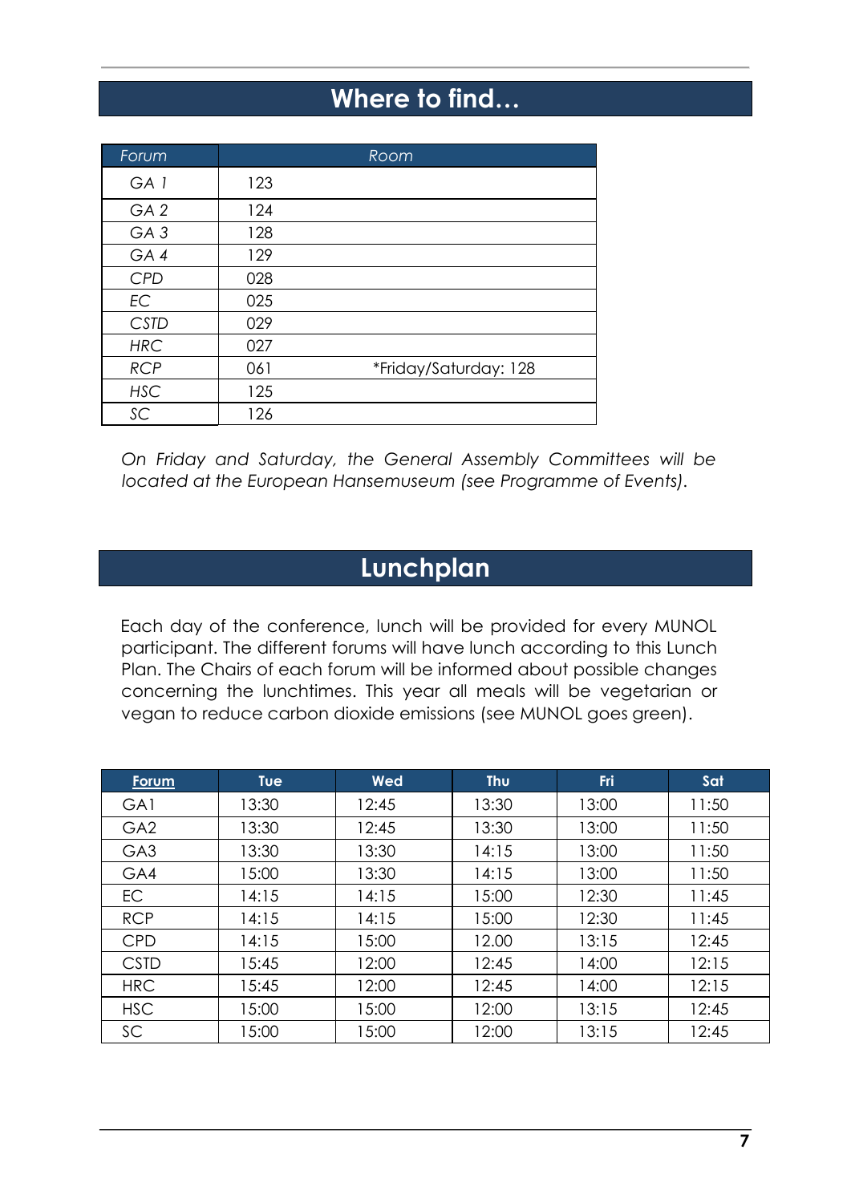# Where to find…

| *Forum* | *Room* | |
|---|---|---|
| *GA 1* | 123 | |
| *GA 2* | 124 | |
| *GA 3* | 128 | |
| *GA 4* | 129 | |
| *CPD* | 028 | |
| *EC* | 025 | |
| *CSTD* | 029 | |
| *HRC* | 027 | |
| *RCP* | 061 | *Friday/Saturday: 128 |
| *HSC* | 125 | |
| *SC* | 126 | |

*On Friday and Saturday, the General Assembly Committees will be located at the European Hansemuseum (see Programme of Events).*

# Lunchplan

Each day of the conference, lunch will be provided for every MUNOL participant. The different forums will have lunch according to this Lunch Plan. The Chairs of each forum will be informed about possible changes concerning the lunchtimes. This year all meals will be vegetarian or vegan to reduce carbon dioxide emissions (see MUNOL goes green).

| Forum | Tue | Wed | Thu | Fri | Sat |
|---|---|---|---|---|---|
| GA1 | 13:30 | 12:45 | 13:30 | 13:00 | 11:50 |
| GA2 | 13:30 | 12:45 | 13:30 | 13:00 | 11:50 |
| GA3 | 13:30 | 13:30 | 14:15 | 13:00 | 11:50 |
| GA4 | 15:00 | 13:30 | 14:15 | 13:00 | 11:50 |
| EC | 14:15 | 14:15 | 15:00 | 12:30 | 11:45 |
| RCP | 14:15 | 14:15 | 15:00 | 12:30 | 11:45 |
| CPD | 14:15 | 15:00 | 12.00 | 13:15 | 12:45 |
| CSTD | 15:45 | 12:00 | 12:45 | 14:00 | 12:15 |
| HRC | 15:45 | 12:00 | 12:45 | 14:00 | 12:15 |
| HSC | 15:00 | 15:00 | 12:00 | 13:15 | 12:45 |
| SC | 15:00 | 15:00 | 12:00 | 13:15 | 12:45 |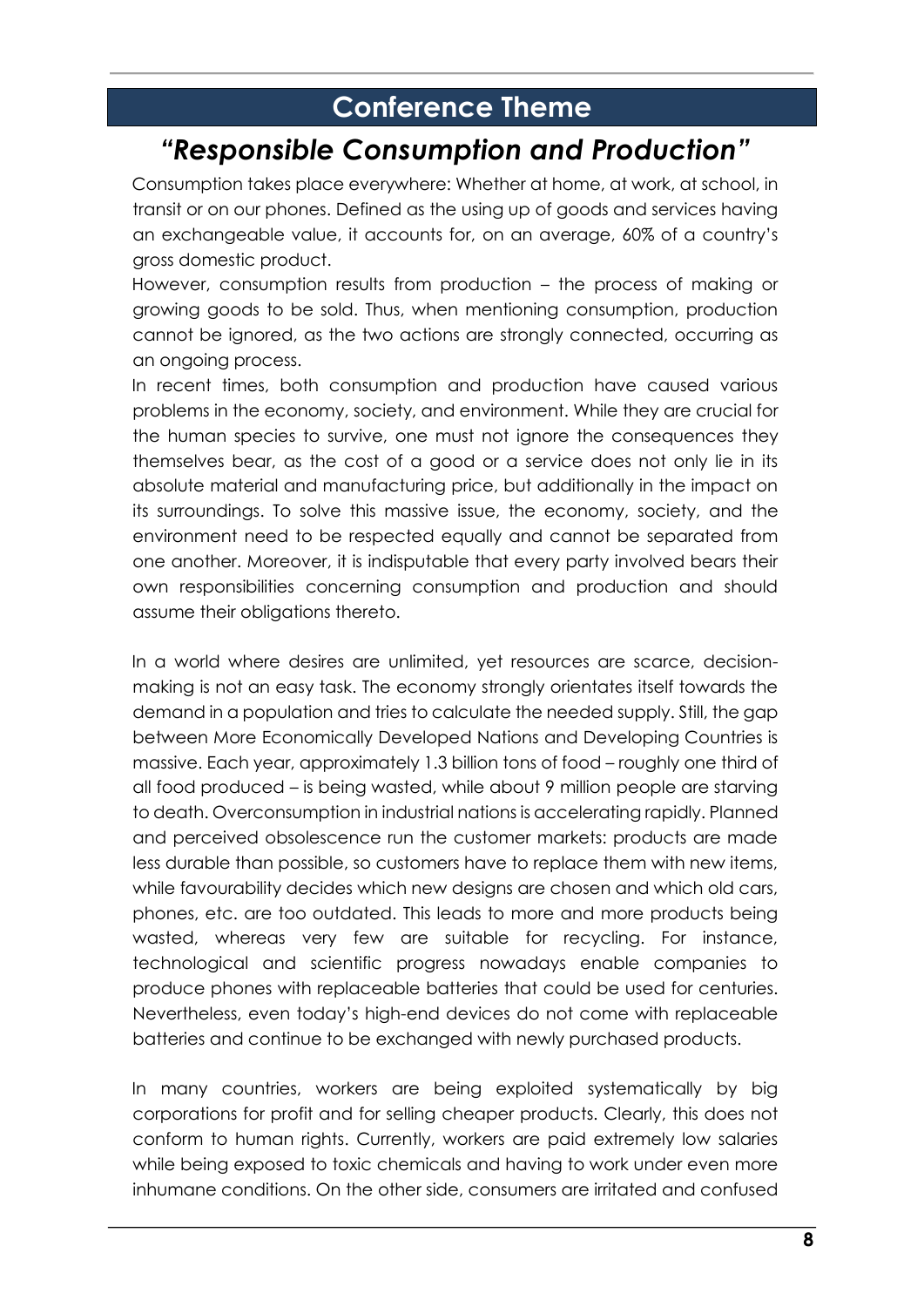## Conference Theme

### *“Responsible Consumption and Production”*

Consumption takes place everywhere: Whether at home, at work, at school, in transit or on our phones. Defined as the using up of goods and services having an exchangeable value, it accounts for, on an average, 60% of a country's gross domestic product.

However, consumption results from production – the process of making or growing goods to be sold. Thus, when mentioning consumption, production cannot be ignored, as the two actions are strongly connected, occurring as an ongoing process.

In recent times, both consumption and production have caused various problems in the economy, society, and environment. While they are crucial for the human species to survive, one must not ignore the consequences they themselves bear, as the cost of a good or a service does not only lie in its absolute material and manufacturing price, but additionally in the impact on its surroundings. To solve this massive issue, the economy, society, and the environment need to be respected equally and cannot be separated from one another. Moreover, it is indisputable that every party involved bears their own responsibilities concerning consumption and production and should assume their obligations thereto.

In a world where desires are unlimited, yet resources are scarce, decision-making is not an easy task. The economy strongly orientates itself towards the demand in a population and tries to calculate the needed supply. Still, the gap between More Economically Developed Nations and Developing Countries is massive. Each year, approximately 1.3 billion tons of food – roughly one third of all food produced – is being wasted, while about 9 million people are starving to death. Overconsumption in industrial nations is accelerating rapidly. Planned and perceived obsolescence run the customer markets: products are made less durable than possible, so customers have to replace them with new items, while favourability decides which new designs are chosen and which old cars, phones, etc. are too outdated. This leads to more and more products being wasted, whereas very few are suitable for recycling. For instance, technological and scientific progress nowadays enable companies to produce phones with replaceable batteries that could be used for centuries. Nevertheless, even today's high-end devices do not come with replaceable batteries and continue to be exchanged with newly purchased products.

In many countries, workers are being exploited systematically by big corporations for profit and for selling cheaper products. Clearly, this does not conform to human rights. Currently, workers are paid extremely low salaries while being exposed to toxic chemicals and having to work under even more inhumane conditions. On the other side, consumers are irritated and confused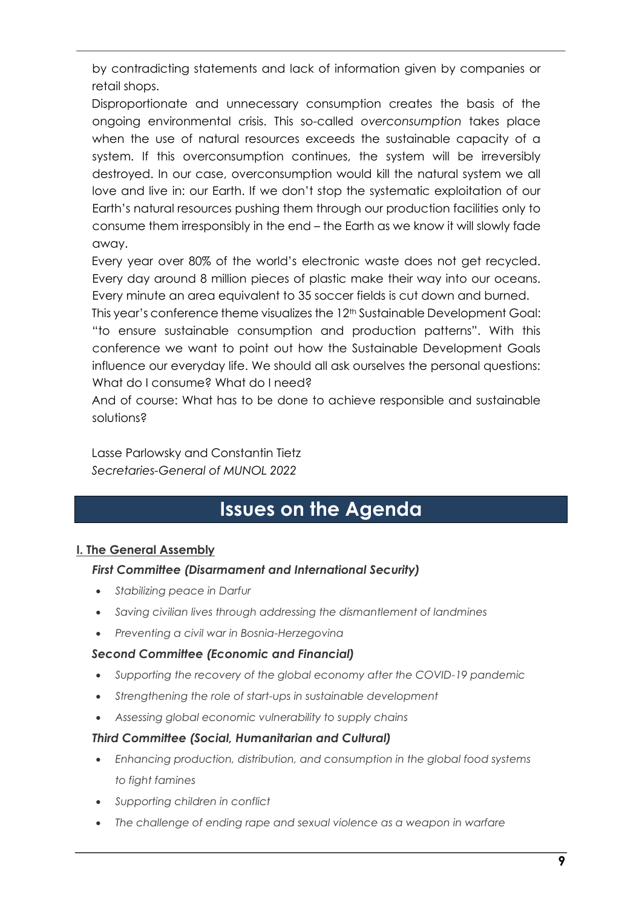by contradicting statements and lack of information given by companies or retail shops.

Disproportionate and unnecessary consumption creates the basis of the ongoing environmental crisis. This so-called *overconsumption* takes place when the use of natural resources exceeds the sustainable capacity of a system. If this overconsumption continues, the system will be irreversibly destroyed. In our case, overconsumption would kill the natural system we all love and live in: our Earth. If we don't stop the systematic exploitation of our Earth's natural resources pushing them through our production facilities only to consume them irresponsibly in the end – the Earth as we know it will slowly fade away.

Every year over 80% of the world's electronic waste does not get recycled. Every day around 8 million pieces of plastic make their way into our oceans. Every minute an area equivalent to 35 soccer fields is cut down and burned.

This year's conference theme visualizes the 12th Sustainable Development Goal: "to ensure sustainable consumption and production patterns". With this conference we want to point out how the Sustainable Development Goals influence our everyday life. We should all ask ourselves the personal questions: What do I consume? What do I need?

And of course: What has to be done to achieve responsible and sustainable solutions?

Lasse Parlowsky and Constantin Tietz
*Secretaries-General of MUNOL 2022*

## Issues on the Agenda

**I. The General Assembly**

***First Committee (Disarmament and International Security)***

- *Stabilizing peace in Darfur*
- *Saving civilian lives through addressing the dismantlement of landmines*
- *Preventing a civil war in Bosnia-Herzegovina*

***Second Committee (Economic and Financial)***

- *Supporting the recovery of the global economy after the COVID-19 pandemic*
- *Strengthening the role of start-ups in sustainable development*
- *Assessing global economic vulnerability to supply chains*

***Third Committee (Social, Humanitarian and Cultural)***

- *Enhancing production, distribution, and consumption in the global food systems to fight famines*
- *Supporting children in conflict*
- *The challenge of ending rape and sexual violence as a weapon in warfare*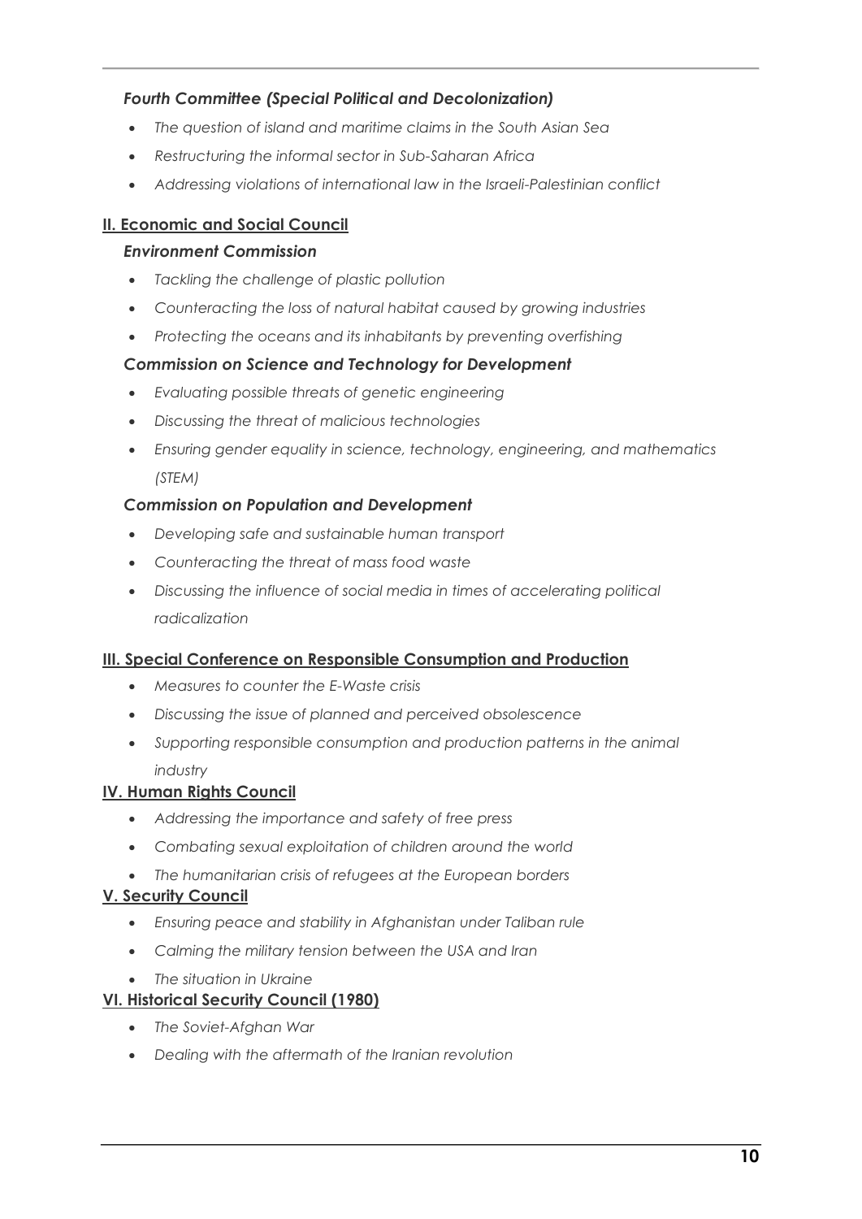### *Fourth Committee (Special Political and Decolonization)*

- *The question of island and maritime claims in the South Asian Sea*
- *Restructuring the informal sector in Sub-Saharan Africa*
- *Addressing violations of international law in the Israeli-Palestinian conflict*

## **II. Economic and Social Council**

### *Environment Commission*

- *Tackling the challenge of plastic pollution*
- *Counteracting the loss of natural habitat caused by growing industries*
- *Protecting the oceans and its inhabitants by preventing overfishing*

### *Commission on Science and Technology for Development*

- *Evaluating possible threats of genetic engineering*
- *Discussing the threat of malicious technologies*
- *Ensuring gender equality in science, technology, engineering, and mathematics (STEM)*

### *Commission on Population and Development*

- *Developing safe and sustainable human transport*
- *Counteracting the threat of mass food waste*
- *Discussing the influence of social media in times of accelerating political radicalization*

## **III. Special Conference on Responsible Consumption and Production**

- *Measures to counter the E-Waste crisis*
- *Discussing the issue of planned and perceived obsolescence*
- *Supporting responsible consumption and production patterns in the animal industry*

## **IV. Human Rights Council**

- *Addressing the importance and safety of free press*
- *Combating sexual exploitation of children around the world*
- *The humanitarian crisis of refugees at the European borders*

## **V. Security Council**

- *Ensuring peace and stability in Afghanistan under Taliban rule*
- *Calming the military tension between the USA and Iran*
- *The situation in Ukraine*

## **VI. Historical Security Council (1980)**

- *The Soviet-Afghan War*
- *Dealing with the aftermath of the Iranian revolution*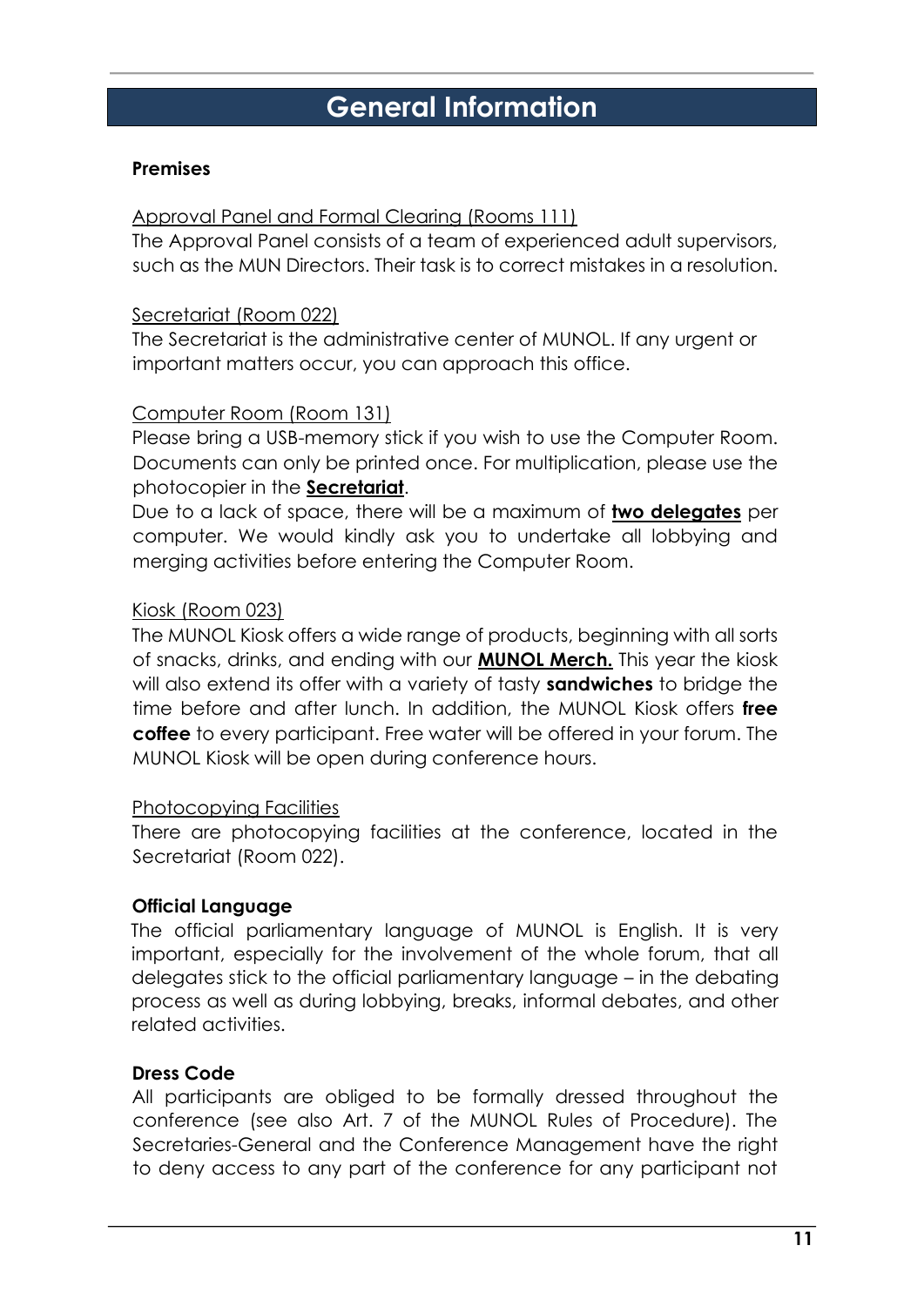# General Information

**Premises**

Approval Panel and Formal Clearing (Rooms 111)

The Approval Panel consists of a team of experienced adult supervisors, such as the MUN Directors. Their task is to correct mistakes in a resolution.

Secretariat (Room 022)

The Secretariat is the administrative center of MUNOL. If any urgent or important matters occur, you can approach this office.

Computer Room (Room 131)

Please bring a USB-memory stick if you wish to use the Computer Room. Documents can only be printed once. For multiplication, please use the photocopier in the **Secretariat**.

Due to a lack of space, there will be a maximum of **two delegates** per computer. We would kindly ask you to undertake all lobbying and merging activities before entering the Computer Room.

Kiosk (Room 023)

The MUNOL Kiosk offers a wide range of products, beginning with all sorts of snacks, drinks, and ending with our **MUNOL Merch.** This year the kiosk will also extend its offer with a variety of tasty **sandwiches** to bridge the time before and after lunch. In addition, the MUNOL Kiosk offers **free coffee** to every participant. Free water will be offered in your forum. The MUNOL Kiosk will be open during conference hours.

Photocopying Facilities

There are photocopying facilities at the conference, located in the Secretariat (Room 022).

**Official Language**

The official parliamentary language of MUNOL is English. It is very important, especially for the involvement of the whole forum, that all delegates stick to the official parliamentary language – in the debating process as well as during lobbying, breaks, informal debates, and other related activities.

**Dress Code**

All participants are obliged to be formally dressed throughout the conference (see also Art. 7 of the MUNOL Rules of Procedure). The Secretaries-General and the Conference Management have the right to deny access to any part of the conference for any participant not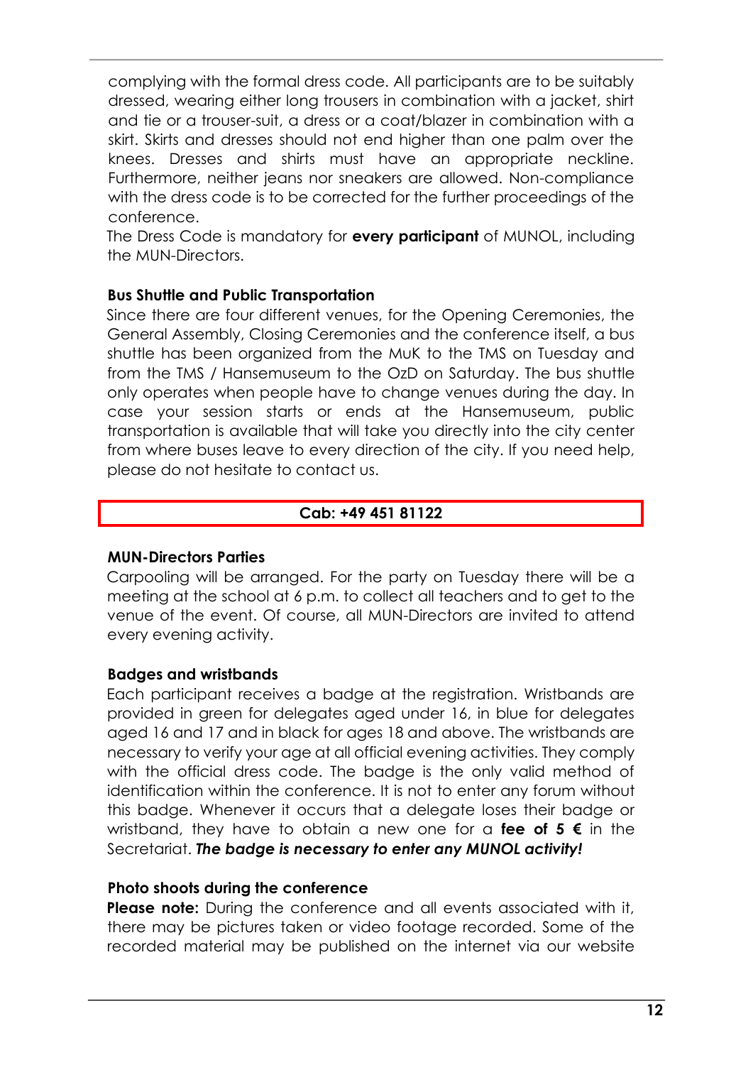complying with the formal dress code. All participants are to be suitably dressed, wearing either long trousers in combination with a jacket, shirt and tie or a trouser-suit, a dress or a coat/blazer in combination with a skirt. Skirts and dresses should not end higher than one palm over the knees. Dresses and shirts must have an appropriate neckline. Furthermore, neither jeans nor sneakers are allowed. Non-compliance with the dress code is to be corrected for the further proceedings of the conference.

The Dress Code is mandatory for **every participant** of MUNOL, including the MUN-Directors.

**Bus Shuttle and Public Transportation**

Since there are four different venues, for the Opening Ceremonies, the General Assembly, Closing Ceremonies and the conference itself, a bus shuttle has been organized from the MuK to the TMS on Tuesday and from the TMS / Hansemuseum to the OzD on Saturday. The bus shuttle only operates when people have to change venues during the day. In case your session starts or ends at the Hansemuseum, public transportation is available that will take you directly into the city center from where buses leave to every direction of the city. If you need help, please do not hesitate to contact us.

**Cab: +49 451 81122**

**MUN-Directors Parties**

Carpooling will be arranged. For the party on Tuesday there will be a meeting at the school at 6 p.m. to collect all teachers and to get to the venue of the event. Of course, all MUN-Directors are invited to attend every evening activity.

**Badges and wristbands**

Each participant receives a badge at the registration. Wristbands are provided in green for delegates aged under 16, in blue for delegates aged 16 and 17 and in black for ages 18 and above. The wristbands are necessary to verify your age at all official evening activities. They comply with the official dress code. The badge is the only valid method of identification within the conference. It is not to enter any forum without this badge. Whenever it occurs that a delegate loses their badge or wristband, they have to obtain a new one for a **fee of 5 €** in the Secretariat. ***The badge is necessary to enter any MUNOL activity!***

**Photo shoots during the conference**

**Please note:** During the conference and all events associated with it, there may be pictures taken or video footage recorded. Some of the recorded material may be published on the internet via our website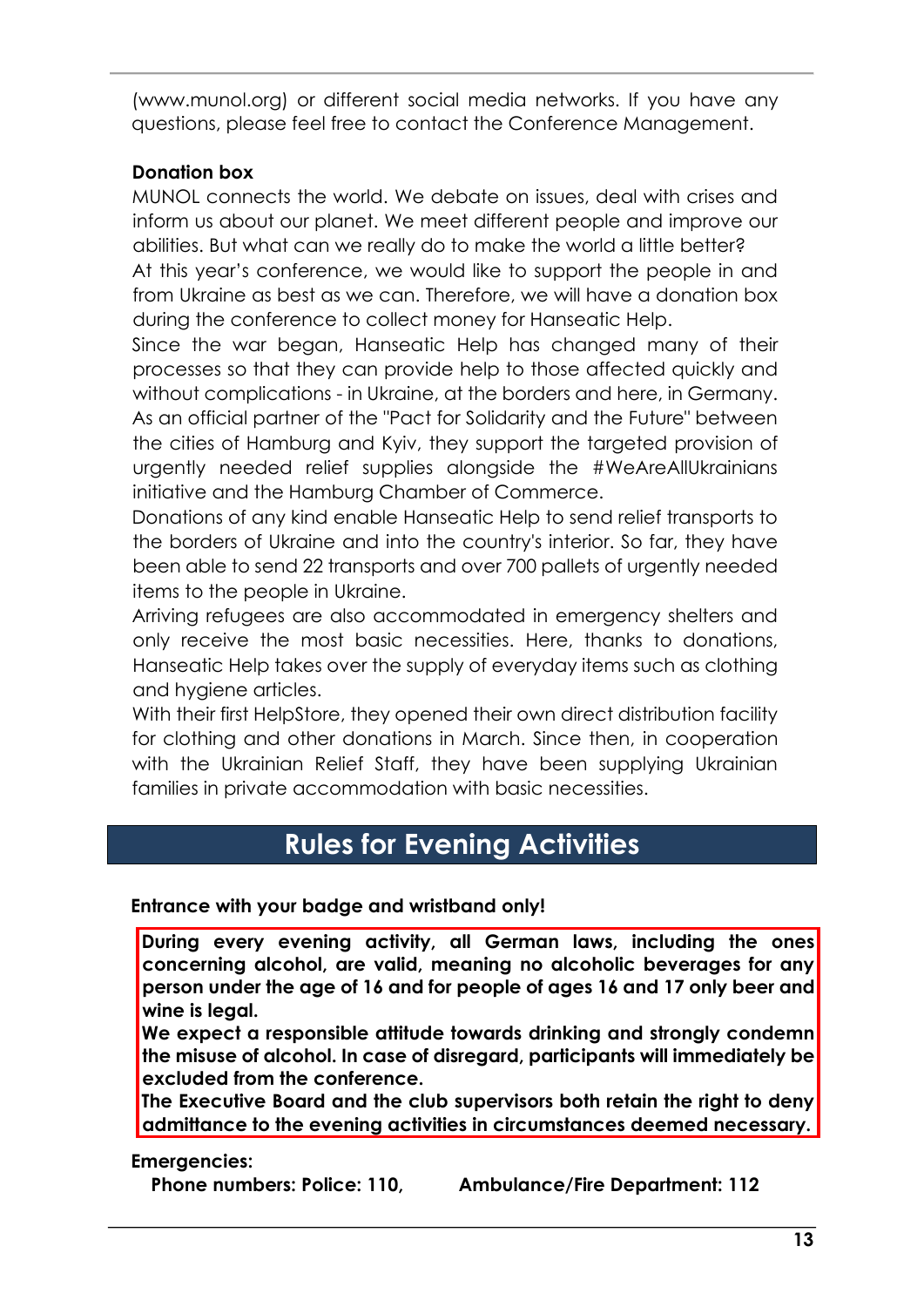(www.munol.org) or different social media networks. If you have any questions, please feel free to contact the Conference Management.

**Donation box**

MUNOL connects the world. We debate on issues, deal with crises and inform us about our planet. We meet different people and improve our abilities. But what can we really do to make the world a little better?

At this year's conference, we would like to support the people in and from Ukraine as best as we can. Therefore, we will have a donation box during the conference to collect money for Hanseatic Help.

Since the war began, Hanseatic Help has changed many of their processes so that they can provide help to those affected quickly and without complications - in Ukraine, at the borders and here, in Germany. As an official partner of the "Pact for Solidarity and the Future" between the cities of Hamburg and Kyiv, they support the targeted provision of urgently needed relief supplies alongside the #WeAreAllUkrainians initiative and the Hamburg Chamber of Commerce.

Donations of any kind enable Hanseatic Help to send relief transports to the borders of Ukraine and into the country's interior. So far, they have been able to send 22 transports and over 700 pallets of urgently needed items to the people in Ukraine.

Arriving refugees are also accommodated in emergency shelters and only receive the most basic necessities. Here, thanks to donations, Hanseatic Help takes over the supply of everyday items such as clothing and hygiene articles.

With their first HelpStore, they opened their own direct distribution facility for clothing and other donations in March. Since then, in cooperation with the Ukrainian Relief Staff, they have been supplying Ukrainian families in private accommodation with basic necessities.

# Rules for Evening Activities

**Entrance with your badge and wristband only!**

**During every evening activity, all German laws, including the ones concerning alcohol, are valid, meaning no alcoholic beverages for any person under the age of 16 and for people of ages 16 and 17 only beer and wine is legal.**

**We expect a responsible attitude towards drinking and strongly condemn the misuse of alcohol. In case of disregard, participants will immediately be excluded from the conference.**

**The Executive Board and the club supervisors both retain the right to deny admittance to the evening activities in circumstances deemed necessary.**

**Emergencies:**

**Phone numbers: Police: 110, Ambulance/Fire Department: 112**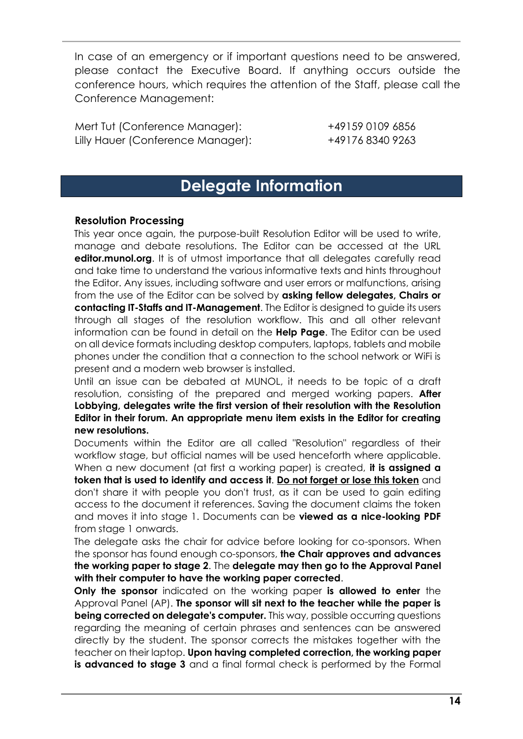In case of an emergency or if important questions need to be answered, please contact the Executive Board. If anything occurs outside the conference hours, which requires the attention of the Staff, please call the Conference Management:

| | |
|---|---|
| Mert Tut (Conference Manager): | +49159 0109 6856 |
| Lilly Hauer (Conference Manager): | +49176 8340 9263 |

# Delegate Information

### Resolution Processing

This year once again, the purpose-built Resolution Editor will be used to write, manage and debate resolutions. The Editor can be accessed at the URL **editor.munol.org**. It is of utmost importance that all delegates carefully read and take time to understand the various informative texts and hints throughout the Editor. Any issues, including software and user errors or malfunctions, arising from the use of the Editor can be solved by **asking fellow delegates, Chairs or contacting IT-Staffs and IT-Management**. The Editor is designed to guide its users through all stages of the resolution workflow. This and all other relevant information can be found in detail on the **Help Page**. The Editor can be used on all device formats including desktop computers, laptops, tablets and mobile phones under the condition that a connection to the school network or WiFi is present and a modern web browser is installed.

Until an issue can be debated at MUNOL, it needs to be topic of a draft resolution, consisting of the prepared and merged working papers. **After Lobbying, delegates write the first version of their resolution with the Resolution Editor in their forum. An appropriate menu item exists in the Editor for creating new resolutions.**

Documents within the Editor are all called "Resolution" regardless of their workflow stage, but official names will be used henceforth where applicable. When a new document (at first a working paper) is created, **it is assigned a token that is used to identify and access it**. **<u>Do not forget or lose this token</u>** and don't share it with people you don't trust, as it can be used to gain editing access to the document it references. Saving the document claims the token and moves it into stage 1. Documents can be **viewed as a nice-looking PDF** from stage 1 onwards.

The delegate asks the chair for advice before looking for co-sponsors. When the sponsor has found enough co-sponsors, **the Chair approves and advances the working paper to stage 2**. The **delegate may then go to the Approval Panel with their computer to have the working paper corrected**.

**Only the sponsor** indicated on the working paper **is allowed to enter** the Approval Panel (AP). **The sponsor will sit next to the teacher while the paper is being corrected on delegate's computer.** This way, possible occurring questions regarding the meaning of certain phrases and sentences can be answered directly by the student. The sponsor corrects the mistakes together with the teacher on their laptop. **Upon having completed correction, the working paper is advanced to stage 3** and a final formal check is performed by the Formal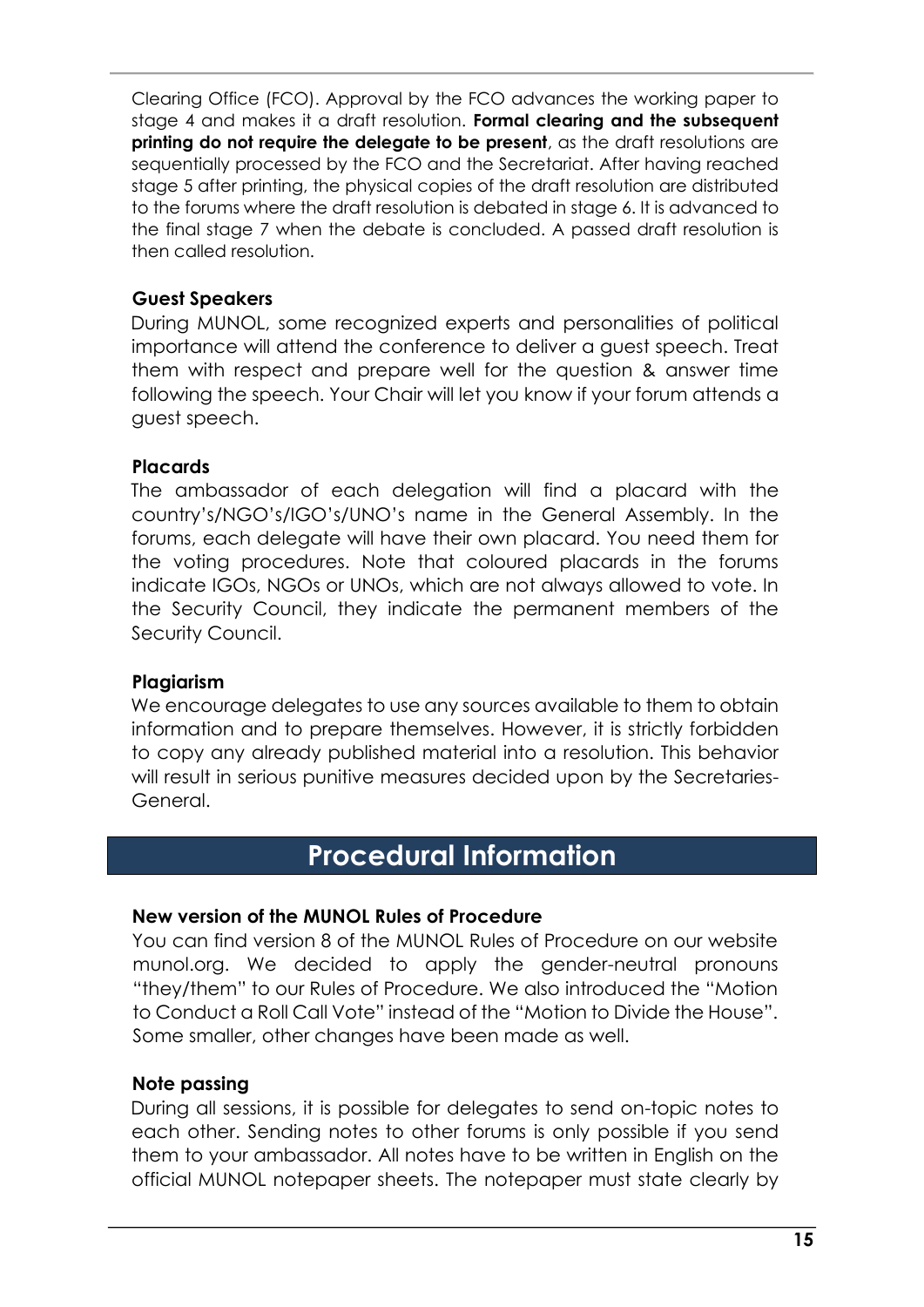Clearing Office (FCO). Approval by the FCO advances the working paper to stage 4 and makes it a draft resolution. **Formal clearing and the subsequent printing do not require the delegate to be present**, as the draft resolutions are sequentially processed by the FCO and the Secretariat. After having reached stage 5 after printing, the physical copies of the draft resolution are distributed to the forums where the draft resolution is debated in stage 6. It is advanced to the final stage 7 when the debate is concluded. A passed draft resolution is then called resolution.

### Guest Speakers

During MUNOL, some recognized experts and personalities of political importance will attend the conference to deliver a guest speech. Treat them with respect and prepare well for the question & answer time following the speech. Your Chair will let you know if your forum attends a guest speech.

### Placards

The ambassador of each delegation will find a placard with the country's/NGO's/IGO's/UNO's name in the General Assembly. In the forums, each delegate will have their own placard. You need them for the voting procedures. Note that coloured placards in the forums indicate IGOs, NGOs or UNOs, which are not always allowed to vote. In the Security Council, they indicate the permanent members of the Security Council.

### Plagiarism

We encourage delegates to use any sources available to them to obtain information and to prepare themselves. However, it is strictly forbidden to copy any already published material into a resolution. This behavior will result in serious punitive measures decided upon by the Secretaries-General.

## Procedural Information

### New version of the MUNOL Rules of Procedure

You can find version 8 of the MUNOL Rules of Procedure on our website munol.org. We decided to apply the gender-neutral pronouns "they/them" to our Rules of Procedure. We also introduced the "Motion to Conduct a Roll Call Vote" instead of the "Motion to Divide the House". Some smaller, other changes have been made as well.

### Note passing

During all sessions, it is possible for delegates to send on-topic notes to each other. Sending notes to other forums is only possible if you send them to your ambassador. All notes have to be written in English on the official MUNOL notepaper sheets. The notepaper must state clearly by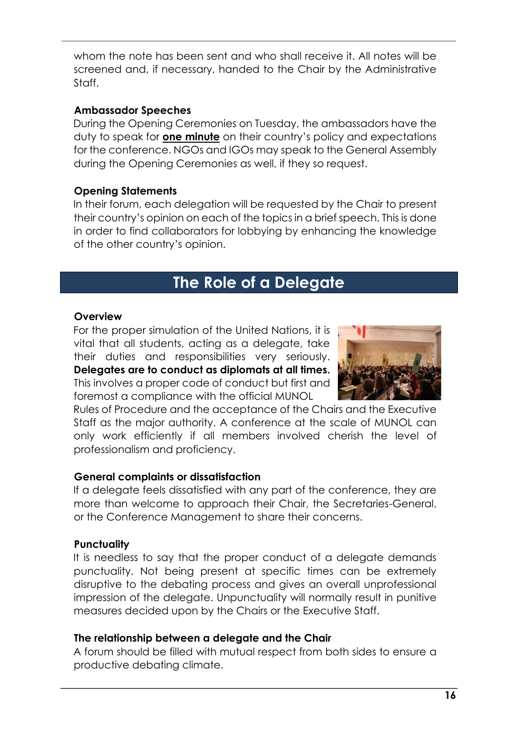whom the note has been sent and who shall receive it. All notes will be screened and, if necessary, handed to the Chair by the Administrative Staff.

**Ambassador Speeches**

During the Opening Ceremonies on Tuesday, the ambassadors have the duty to speak for **one minute** on their country's policy and expectations for the conference. NGOs and IGOs may speak to the General Assembly during the Opening Ceremonies as well, if they so request.

**Opening Statements**

In their forum, each delegation will be requested by the Chair to present their country's opinion on each of the topics in a brief speech. This is done in order to find collaborators for lobbying by enhancing the knowledge of the other country's opinion.

## The Role of a Delegate

**Overview**

For the proper simulation of the United Nations, it is vital that all students, acting as a delegate, take their duties and responsibilities very seriously. **Delegates are to conduct as diplomats at all times.** This involves a proper code of conduct but first and foremost a compliance with the official MUNOL Rules of Procedure and the acceptance of the Chairs and the Executive Staff as the major authority. A conference at the scale of MUNOL can only work efficiently if all members involved cherish the level of professionalism and proficiency.

**General complaints or dissatisfaction**

If a delegate feels dissatisfied with any part of the conference, they are more than welcome to approach their Chair, the Secretaries-General, or the Conference Management to share their concerns.

**Punctuality**

It is needless to say that the proper conduct of a delegate demands punctuality. Not being present at specific times can be extremely disruptive to the debating process and gives an overall unprofessional impression of the delegate. Unpunctuality will normally result in punitive measures decided upon by the Chairs or the Executive Staff.

**The relationship between a delegate and the Chair**

A forum should be filled with mutual respect from both sides to ensure a productive debating climate.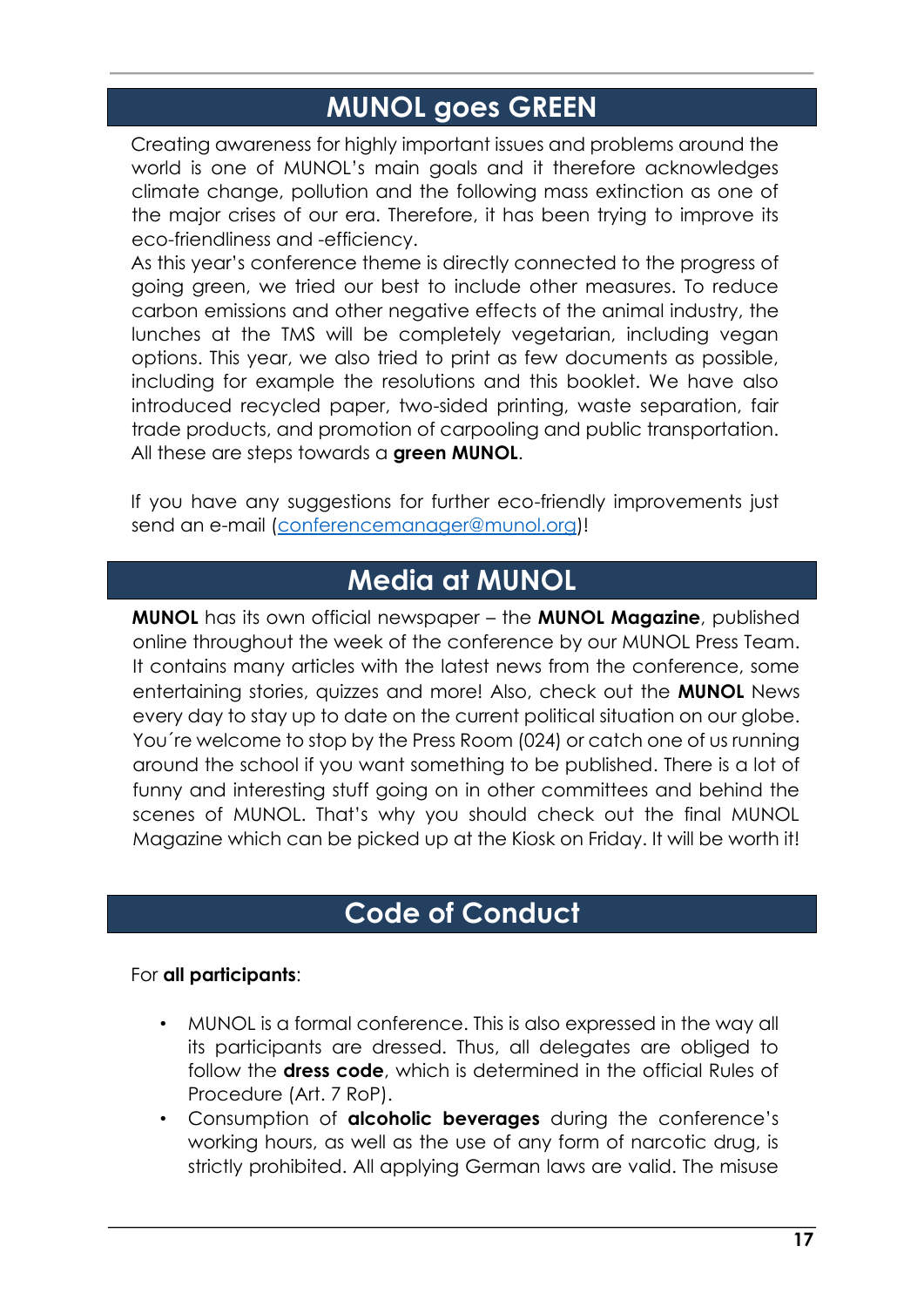## MUNOL goes GREEN

Creating awareness for highly important issues and problems around the world is one of MUNOL's main goals and it therefore acknowledges climate change, pollution and the following mass extinction as one of the major crises of our era. Therefore, it has been trying to improve its eco-friendliness and -efficiency.
As this year's conference theme is directly connected to the progress of going green, we tried our best to include other measures. To reduce carbon emissions and other negative effects of the animal industry, the lunches at the TMS will be completely vegetarian, including vegan options. This year, we also tried to print as few documents as possible, including for example the resolutions and this booklet. We have also introduced recycled paper, two-sided printing, waste separation, fair trade products, and promotion of carpooling and public transportation. All these are steps towards a **green MUNOL**.

If you have any suggestions for further eco-friendly improvements just send an e-mail (conferencemanager@munol.org)!

## Media at MUNOL

**MUNOL** has its own official newspaper – the **MUNOL Magazine**, published online throughout the week of the conference by our MUNOL Press Team. It contains many articles with the latest news from the conference, some entertaining stories, quizzes and more! Also, check out the **MUNOL** News every day to stay up to date on the current political situation on our globe. You´re welcome to stop by the Press Room (024) or catch one of us running around the school if you want something to be published. There is a lot of funny and interesting stuff going on in other committees and behind the scenes of MUNOL. That's why you should check out the final MUNOL Magazine which can be picked up at the Kiosk on Friday. It will be worth it!

## Code of Conduct

For **all participants**:

- MUNOL is a formal conference. This is also expressed in the way all its participants are dressed. Thus, all delegates are obliged to follow the **dress code**, which is determined in the official Rules of Procedure (Art. 7 RoP).
- Consumption of **alcoholic beverages** during the conference's working hours, as well as the use of any form of narcotic drug, is strictly prohibited. All applying German laws are valid. The misuse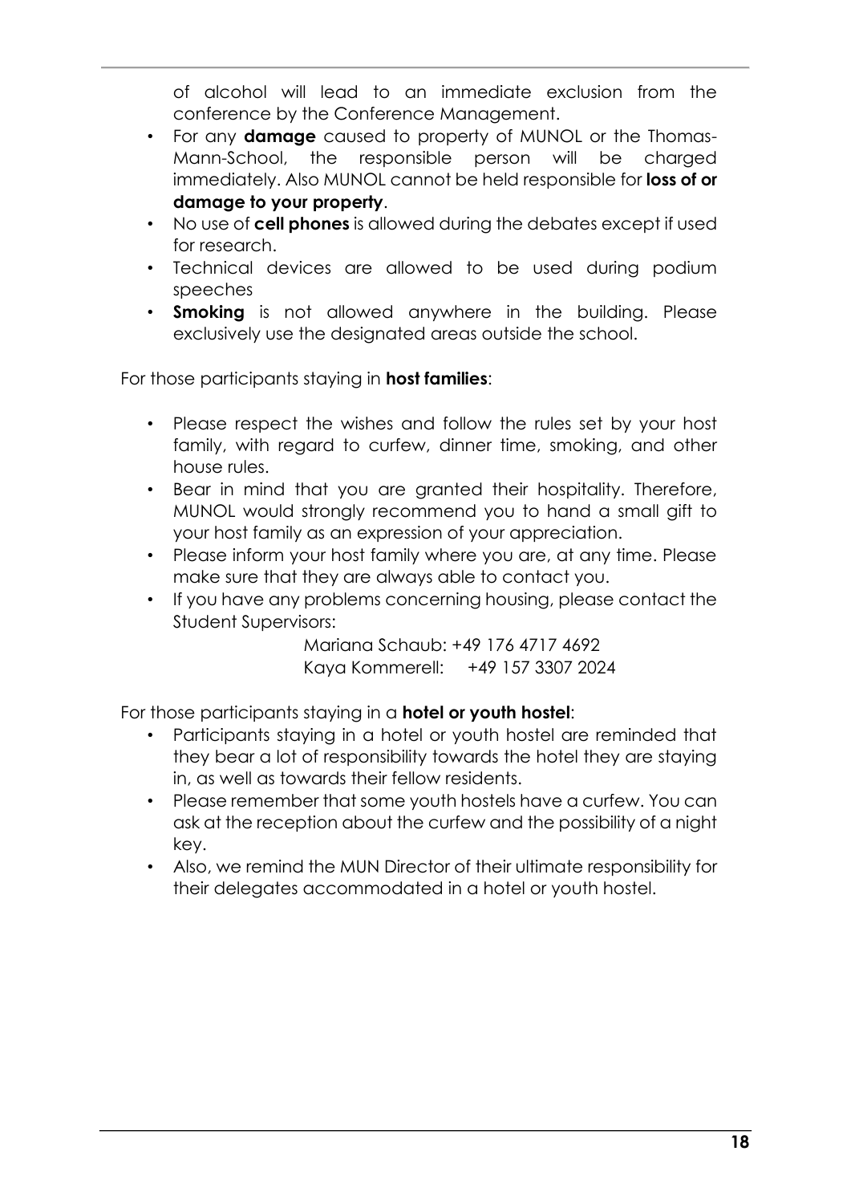of alcohol will lead to an immediate exclusion from the conference by the Conference Management.

- For any **damage** caused to property of MUNOL or the Thomas-Mann-School, the responsible person will be charged immediately. Also MUNOL cannot be held responsible for **loss of or damage to your property**.
- No use of **cell phones** is allowed during the debates except if used for research.
- Technical devices are allowed to be used during podium speeches
- **Smoking** is not allowed anywhere in the building. Please exclusively use the designated areas outside the school.

For those participants staying in **host families**:

- Please respect the wishes and follow the rules set by your host family, with regard to curfew, dinner time, smoking, and other house rules.
- Bear in mind that you are granted their hospitality. Therefore, MUNOL would strongly recommend you to hand a small gift to your host family as an expression of your appreciation.
- Please inform your host family where you are, at any time. Please make sure that they are always able to contact you.
- If you have any problems concerning housing, please contact the Student Supervisors:

  Mariana Schaub: +49 176 4717 4692
  Kaya Kommerell: +49 157 3307 2024

For those participants staying in a **hotel or youth hostel**:

- Participants staying in a hotel or youth hostel are reminded that they bear a lot of responsibility towards the hotel they are staying in, as well as towards their fellow residents.
- Please remember that some youth hostels have a curfew. You can ask at the reception about the curfew and the possibility of a night key.
- Also, we remind the MUN Director of their ultimate responsibility for their delegates accommodated in a hotel or youth hostel.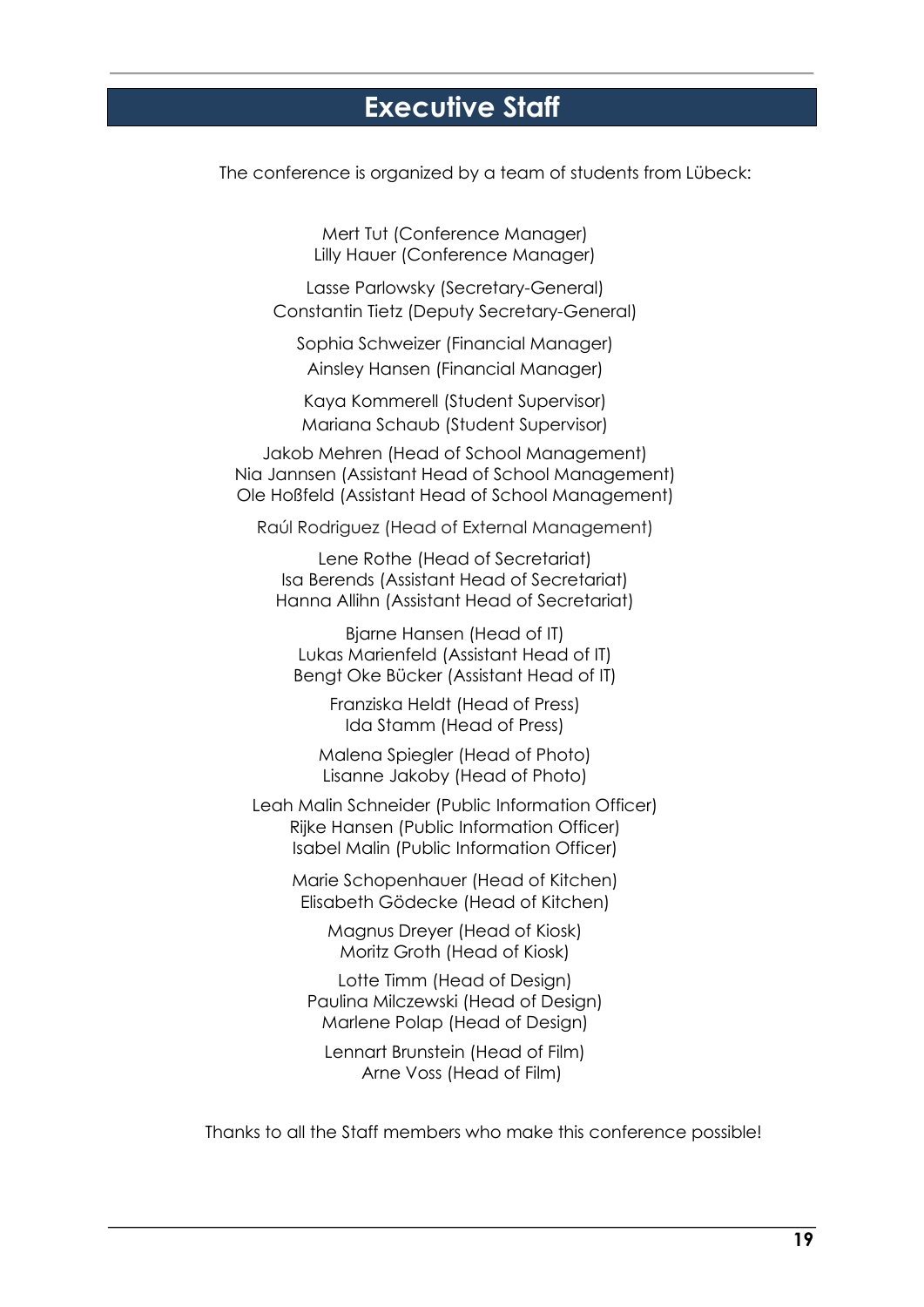# Executive Staff

The conference is organized by a team of students from Lübeck:

Mert Tut (Conference Manager)
Lilly Hauer (Conference Manager)

Lasse Parlowsky (Secretary-General)
Constantin Tietz (Deputy Secretary-General)

Sophia Schweizer (Financial Manager)
Ainsley Hansen (Financial Manager)

Kaya Kommerell (Student Supervisor)
Mariana Schaub (Student Supervisor)

Jakob Mehren (Head of School Management)
Nia Jannsen (Assistant Head of School Management)
Ole Hoßfeld (Assistant Head of School Management)

Raúl Rodriguez (Head of External Management)

Lene Rothe (Head of Secretariat)
Isa Berends (Assistant Head of Secretariat)
Hanna Allihn (Assistant Head of Secretariat)

Bjarne Hansen (Head of IT)
Lukas Marienfeld (Assistant Head of IT)
Bengt Oke Bücker (Assistant Head of IT)

Franziska Heldt (Head of Press)
Ida Stamm (Head of Press)

Malena Spiegler (Head of Photo)
Lisanne Jakoby (Head of Photo)

Leah Malin Schneider (Public Information Officer)
Rijke Hansen (Public Information Officer)
Isabel Malin (Public Information Officer)

Marie Schopenhauer (Head of Kitchen)
Elisabeth Gödecke (Head of Kitchen)

Magnus Dreyer (Head of Kiosk)
Moritz Groth (Head of Kiosk)

Lotte Timm (Head of Design)
Paulina Milczewski (Head of Design)
Marlene Polap (Head of Design)

Lennart Brunstein (Head of Film)
Arne Voss (Head of Film)

Thanks to all the Staff members who make this conference possible!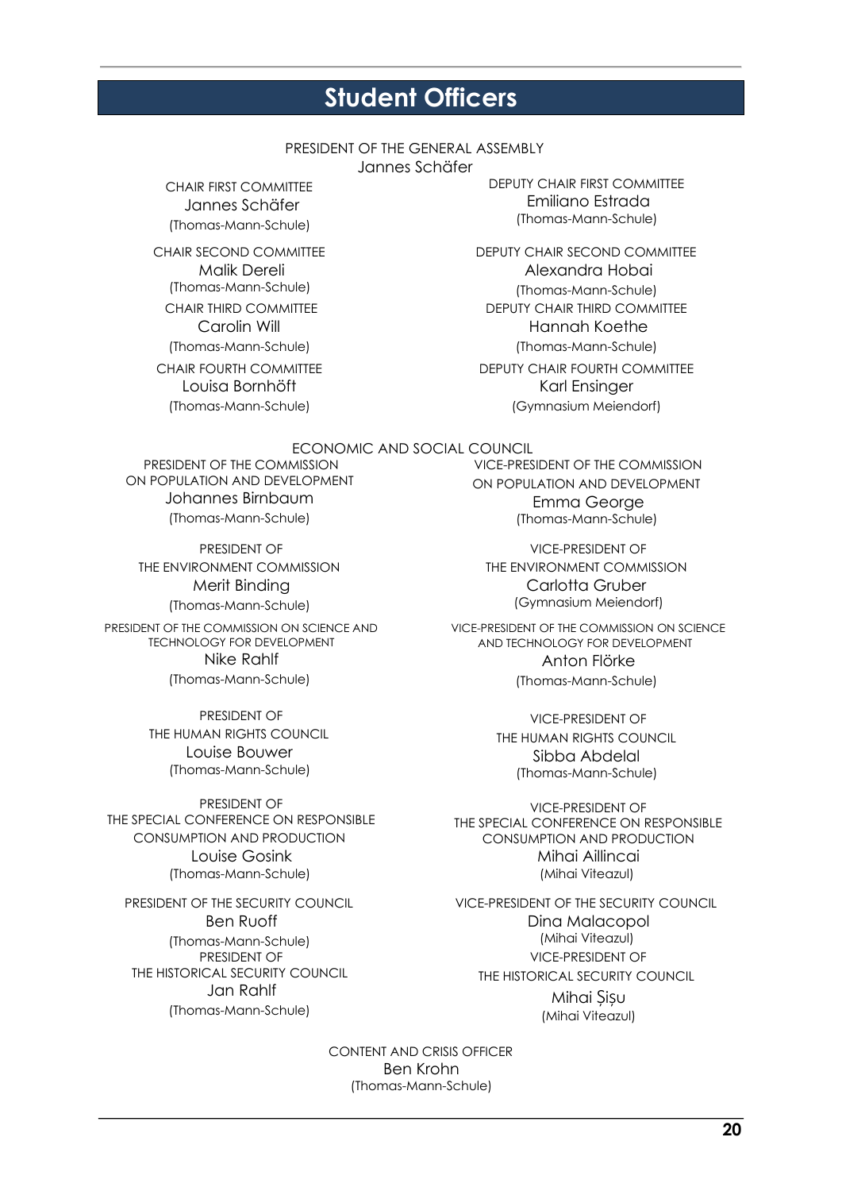# Student Officers

PRESIDENT OF THE GENERAL ASSEMBLY
Jannes Schäfer

CHAIR FIRST COMMITTEE
Jannes Schäfer
(Thomas-Mann-Schule)

DEPUTY CHAIR FIRST COMMITTEE
Emiliano Estrada
(Thomas-Mann-Schule)

CHAIR SECOND COMMITTEE
Malik Dereli
(Thomas-Mann-Schule)

DEPUTY CHAIR SECOND COMMITTEE
Alexandra Hobai
(Thomas-Mann-Schule)

CHAIR THIRD COMMITTEE
Carolin Will
(Thomas-Mann-Schule)

DEPUTY CHAIR THIRD COMMITTEE
Hannah Koethe
(Thomas-Mann-Schule)

CHAIR FOURTH COMMITTEE
Louisa Bornhöft
(Thomas-Mann-Schule)

DEPUTY CHAIR FOURTH COMMITTEE
Karl Ensinger
(Gymnasium Meiendorf)

ECONOMIC AND SOCIAL COUNCIL

PRESIDENT OF THE COMMISSION ON POPULATION AND DEVELOPMENT
Johannes Birnbaum
(Thomas-Mann-Schule)

VICE-PRESIDENT OF THE COMMISSION ON POPULATION AND DEVELOPMENT
Emma George
(Thomas-Mann-Schule)

PRESIDENT OF THE ENVIRONMENT COMMISSION
Merit Binding
(Thomas-Mann-Schule)

VICE-PRESIDENT OF THE ENVIRONMENT COMMISSION
Carlotta Gruber
(Gymnasium Meiendorf)

PRESIDENT OF THE COMMISSION ON SCIENCE AND TECHNOLOGY FOR DEVELOPMENT
Nike Rahlf
(Thomas-Mann-Schule)

VICE-PRESIDENT OF THE COMMISSION ON SCIENCE AND TECHNOLOGY FOR DEVELOPMENT
Anton Flörke
(Thomas-Mann-Schule)

PRESIDENT OF THE HUMAN RIGHTS COUNCIL
Louise Bouwer
(Thomas-Mann-Schule)

VICE-PRESIDENT OF THE HUMAN RIGHTS COUNCIL
Sibba Abdelal
(Thomas-Mann-Schule)

PRESIDENT OF THE SPECIAL CONFERENCE ON RESPONSIBLE CONSUMPTION AND PRODUCTION
Louise Gosink
(Thomas-Mann-Schule)

VICE-PRESIDENT OF THE SPECIAL CONFERENCE ON RESPONSIBLE CONSUMPTION AND PRODUCTION
Mihai Aillincai
(Mihai Viteazul)

PRESIDENT OF THE SECURITY COUNCIL
Ben Ruoff
(Thomas-Mann-Schule)

VICE-PRESIDENT OF THE SECURITY COUNCIL
Dina Malacopol
(Mihai Viteazul)

PRESIDENT OF THE HISTORICAL SECURITY COUNCIL
Jan Rahlf
(Thomas-Mann-Schule)

VICE-PRESIDENT OF THE HISTORICAL SECURITY COUNCIL
Mihai Șișu
(Mihai Viteazul)

CONTENT AND CRISIS OFFICER
Ben Krohn
(Thomas-Mann-Schule)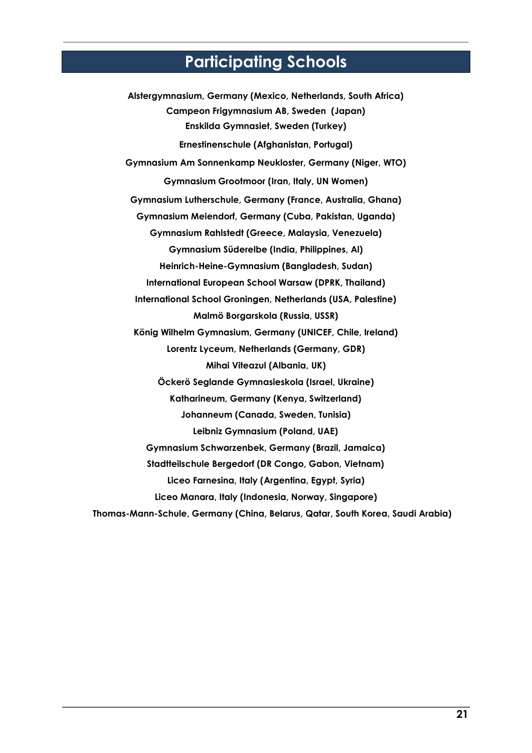# Participating Schools

**Alstergymnasium, Germany (Mexico, Netherlands, South Africa)**

**Campeon Frigymnasium AB, Sweden (Japan)**

**Enskilda Gymnasiet, Sweden (Turkey)**

**Ernestinenschule (Afghanistan, Portugal)**

**Gymnasium Am Sonnenkamp Neukloster, Germany (Niger, WTO)**

**Gymnasium Grootmoor (Iran, Italy, UN Women)**

**Gymnasium Lutherschule, Germany (France, Australia, Ghana)**

**Gymnasium Meiendorf, Germany (Cuba, Pakistan, Uganda)**

**Gymnasium Rahlstedt (Greece, Malaysia, Venezuela)**

**Gymnasium Süderelbe (India, Philippines, AI)**

**Heinrich-Heine-Gymnasium (Bangladesh, Sudan)**

**International European School Warsaw (DPRK, Thailand)**

**International School Groningen, Netherlands (USA, Palestine)**

**Malmö Borgarskola (Russia, USSR)**

**König Wilhelm Gymnasium, Germany (UNICEF, Chile, Ireland)**

**Lorentz Lyceum, Netherlands (Germany, GDR)**

**Mihai Viteazul (Albania, UK)**

**Öckerö Seglande Gymnasieskola (Israel, Ukraine)**

**Katharineum, Germany (Kenya, Switzerland)**

**Johanneum (Canada, Sweden, Tunisia)**

**Leibniz Gymnasium (Poland, UAE)**

**Gymnasium Schwarzenbek, Germany (Brazil, Jamaica)**

**Stadtteilschule Bergedorf (DR Congo, Gabon, Vietnam)**

**Liceo Farnesina, Italy (Argentina, Egypt, Syria)**

**Liceo Manara, Italy (Indonesia, Norway, Singapore)**

**Thomas-Mann-Schule, Germany (China, Belarus, Qatar, South Korea, Saudi Arabia)**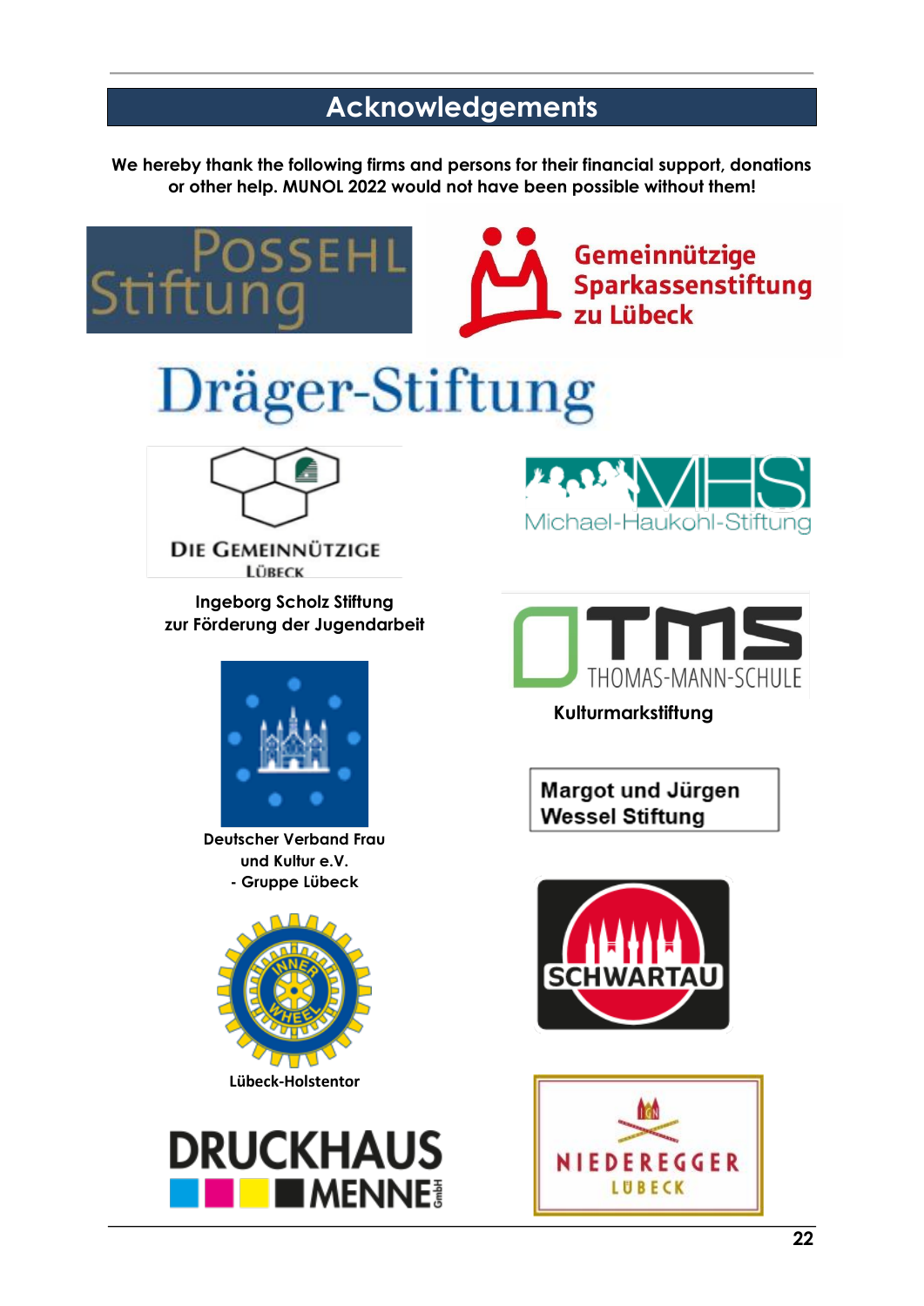# Acknowledgements

**We hereby thank the following firms and persons for their financial support, donations or other help. MUNOL 2022 would not have been possible without them!**

Possehl Stiftung

Gemeinnützige Sparkassenstiftung zu Lübeck

Dräger-Stiftung

Die Gemeinnützige Lübeck

Michael-Haukohl-Stiftung

**Ingeborg Scholz Stiftung zur Förderung der Jugendarbeit**

Thomas-Mann-Schule

**Kulturmarkstiftung**

**Deutscher Verband Frau und Kultur e.V. - Gruppe Lübeck**

**Margot und Jürgen Wessel Stiftung**

Schwartau

Inner Wheel

**Lübeck-Holstentor**

Druckhaus Menne GmbH

Niederegger Lübeck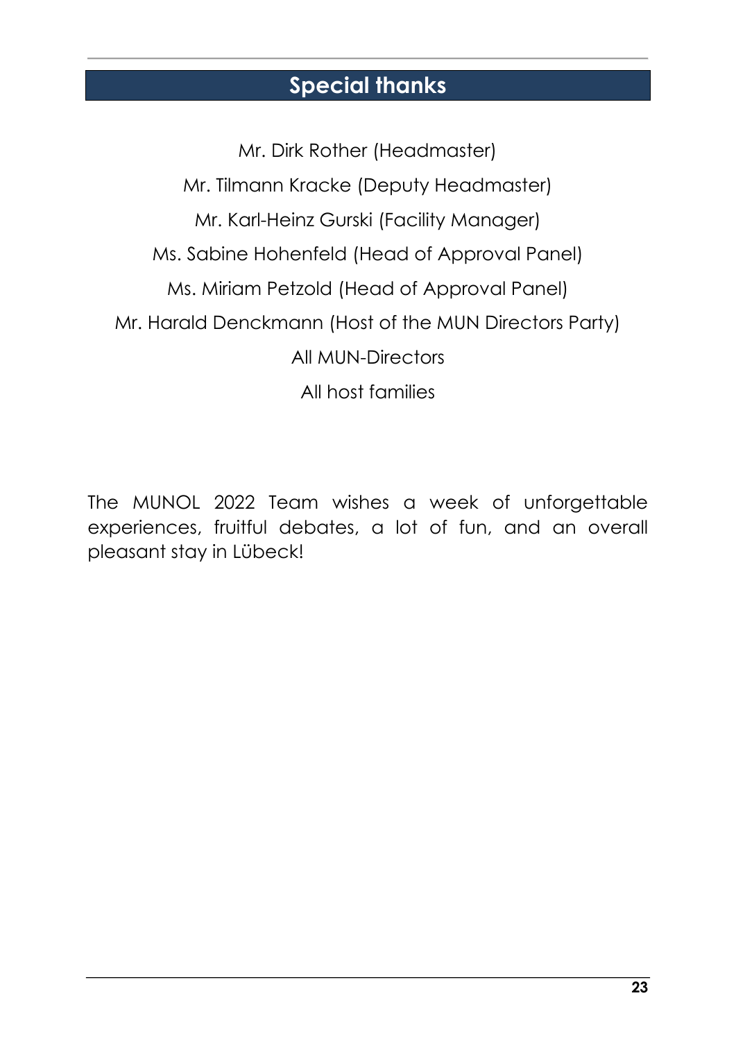## Special thanks

Mr. Dirk Rother (Headmaster)

Mr. Tilmann Kracke (Deputy Headmaster)

Mr. Karl-Heinz Gurski (Facility Manager)

Ms. Sabine Hohenfeld (Head of Approval Panel)

Ms. Miriam Petzold (Head of Approval Panel)

Mr. Harald Denckmann (Host of the MUN Directors Party)

All MUN-Directors

All host families

The MUNOL 2022 Team wishes a week of unforgettable experiences, fruitful debates, a lot of fun, and an overall pleasant stay in Lübeck!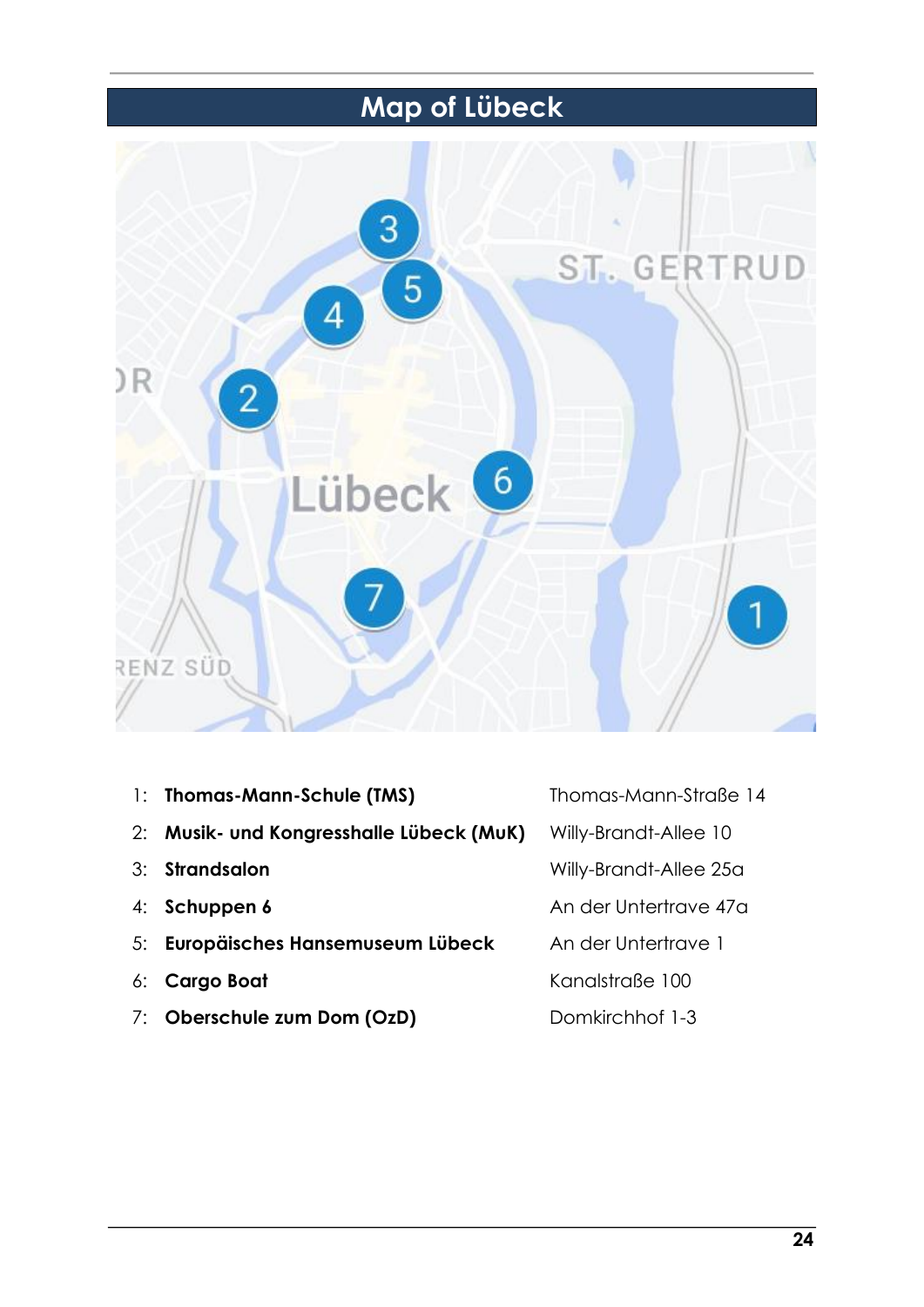# Map of Lübeck

ST. GERTRUD

Lübeck

RENZ SÜD

| | | |
|---|---|---|
| 1: | **Thomas-Mann-Schule (TMS)** | Thomas-Mann-Straße 14 |
| 2: | **Musik- und Kongresshalle Lübeck (MuK)** | Willy-Brandt-Allee 10 |
| 3: | **Strandsalon** | Willy-Brandt-Allee 25a |
| 4: | **Schuppen 6** | An der Untertrave 47a |
| 5: | **Europäisches Hansemuseum Lübeck** | An der Untertrave 1 |
| 6: | **Cargo Boat** | Kanalstraße 100 |
| 7: | **Oberschule zum Dom (OzD)** | Domkirchhof 1-3 |